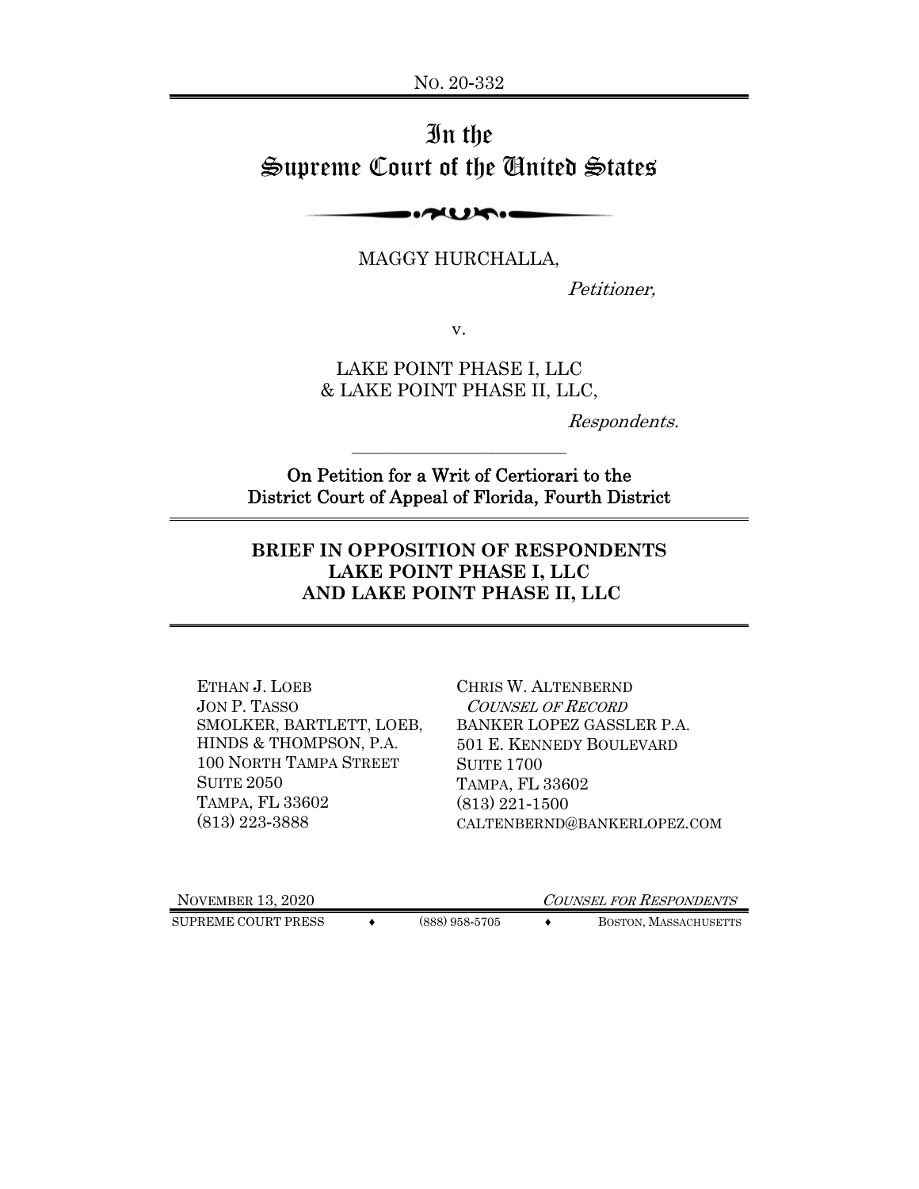No. 20-332

# In the Supreme Court of the United States

MAGGY HURCHALLA,

*Petitioner,*

v.

LAKE POINT PHASE I, LLC
& LAKE POINT PHASE II, LLC,

*Respondents.*

---

On Petition for a Writ of Certiorari to the District Court of Appeal of Florida, Fourth District

---

## BRIEF IN OPPOSITION OF RESPONDENTS LAKE POINT PHASE I, LLC AND LAKE POINT PHASE II, LLC

---

ETHAN J. LOEB
JON P. TASSO
SMOLKER, BARTLETT, LOEB, HINDS & THOMPSON, P.A.
100 NORTH TAMPA STREET
SUITE 2050
TAMPA, FL 33602
(813) 223-3888

CHRIS W. ALTENBERND
*COUNSEL OF RECORD*
BANKER LOPEZ GASSLER P.A.
501 E. KENNEDY BOULEVARD
SUITE 1700
TAMPA, FL 33602
(813) 221-1500
CALTENBERND@BANKERLOPEZ.COM

NOVEMBER 13, 2020

*COUNSEL FOR RESPONDENTS*

SUPREME COURT PRESS ♦ (888) 958-5705 ♦ BOSTON, MASSACHUSETTS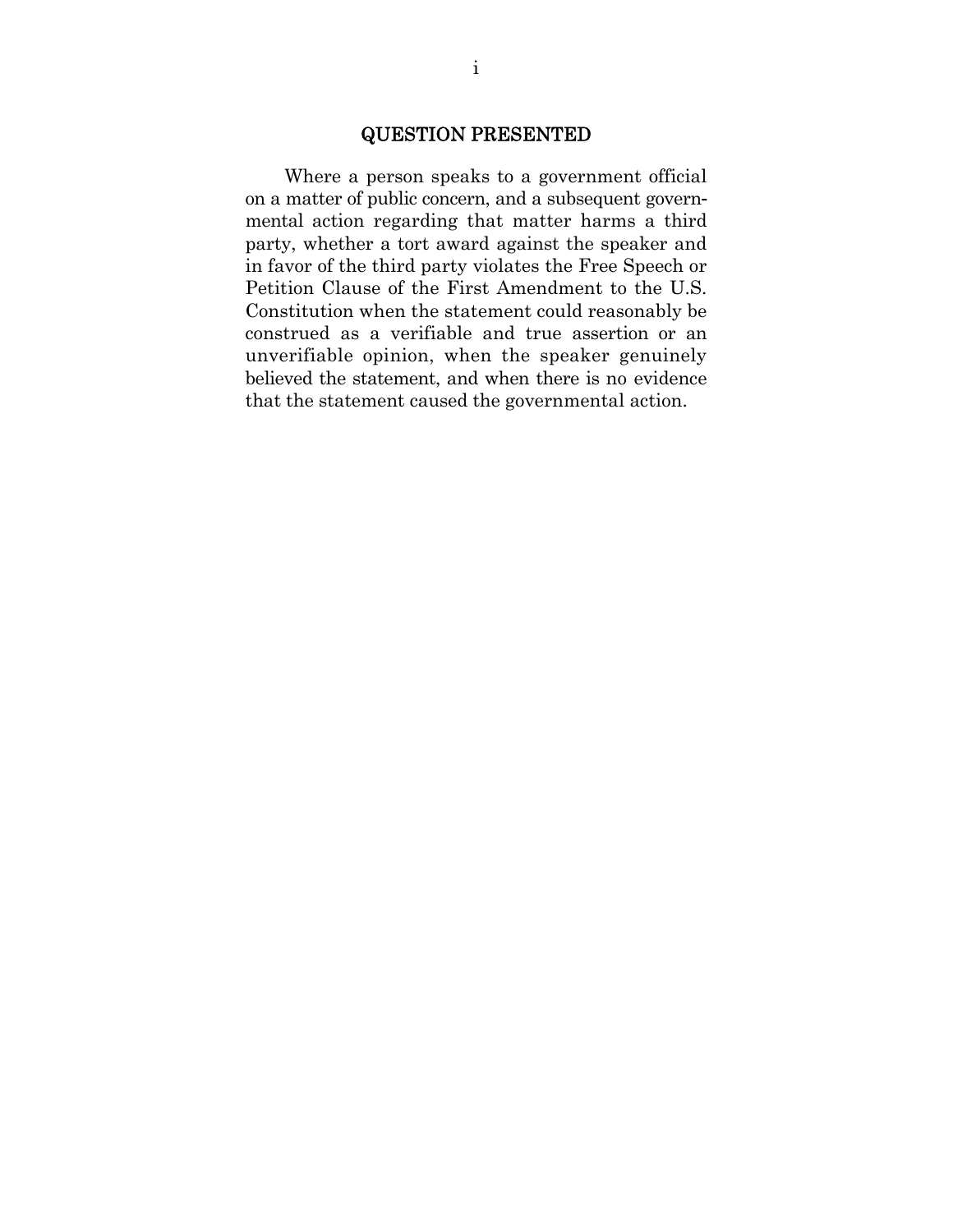## QUESTION PRESENTED

Where a person speaks to a government official on a matter of public concern, and a subsequent governmental action regarding that matter harms a third party, whether a tort award against the speaker and in favor of the third party violates the Free Speech or Petition Clause of the First Amendment to the U.S. Constitution when the statement could reasonably be construed as a verifiable and true assertion or an unverifiable opinion, when the speaker genuinely believed the statement, and when there is no evidence that the statement caused the governmental action.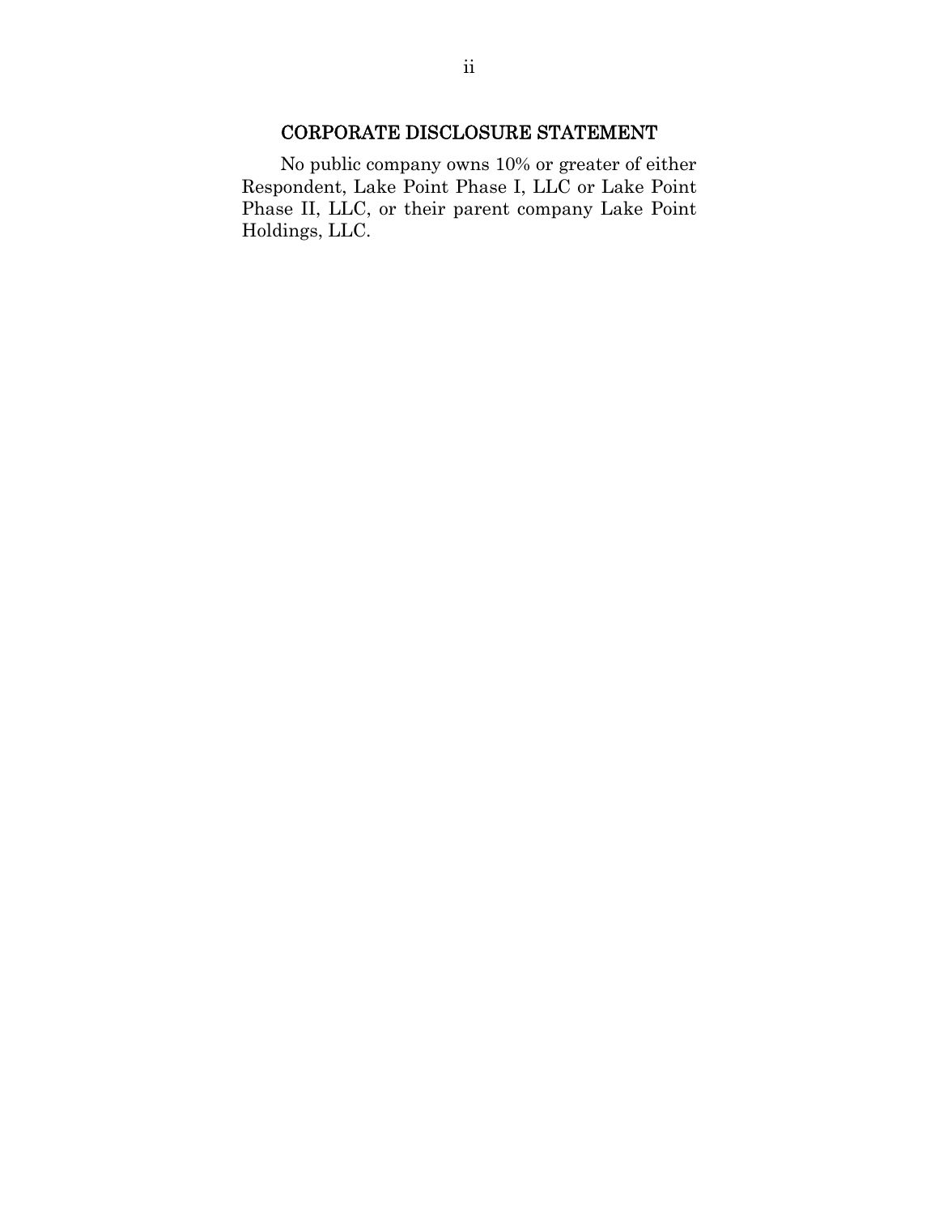## CORPORATE DISCLOSURE STATEMENT

No public company owns 10% or greater of either Respondent, Lake Point Phase I, LLC or Lake Point Phase II, LLC, or their parent company Lake Point Holdings, LLC.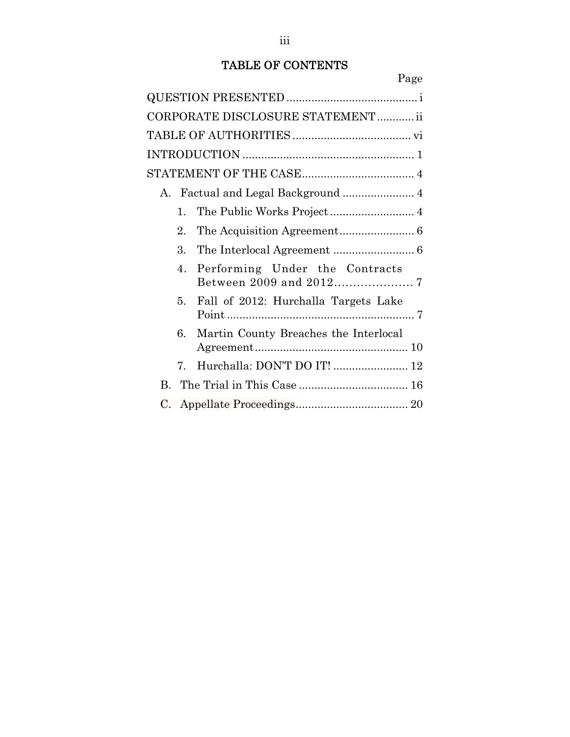# TABLE OF CONTENTS

Page

QUESTION PRESENTED .......................................... i

CORPORATE DISCLOSURE STATEMENT ............ ii

TABLE OF AUTHORITIES ...................................... vi

INTRODUCTION ....................................................... 1

STATEMENT OF THE CASE.................................... 4

- A. Factual and Legal Background ....................... 4
  1. The Public Works Project ........................... 4
  2. The Acquisition Agreement ........................ 6
  3. The Interlocal Agreement .......................... 6
  4. Performing Under the Contracts Between 2009 and 2012..................... 7
  5. Fall of 2012: Hurchalla Targets Lake Point ............................................................ 7
  6. Martin County Breaches the Interlocal Agreement................................................. 10
  7. Hurchalla: DON'T DO IT! ........................ 12
- B. The Trial in This Case ................................... 16
- C. Appellate Proceedings.................................... 20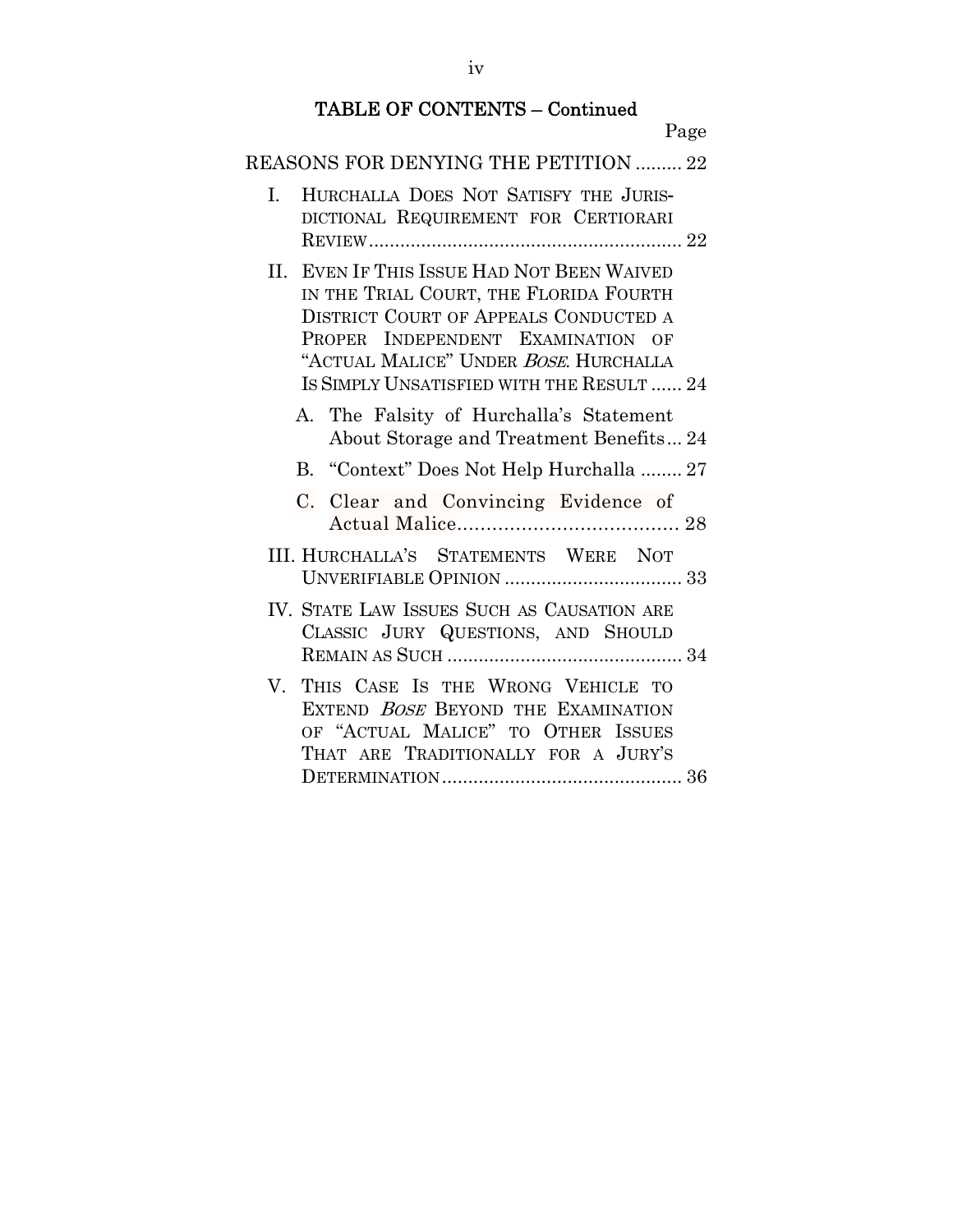## TABLE OF CONTENTS – Continued

| | Page |
|---|---|
| REASONS FOR DENYING THE PETITION | 22 |
| I. HURCHALLA DOES NOT SATISFY THE JURISDICTIONAL REQUIREMENT FOR CERTIORARI REVIEW | 22 |
| II. EVEN IF THIS ISSUE HAD NOT BEEN WAIVED IN THE TRIAL COURT, THE FLORIDA FOURTH DISTRICT COURT OF APPEALS CONDUCTED A PROPER INDEPENDENT EXAMINATION OF "ACTUAL MALICE" UNDER *BOSE*. HURCHALLA IS SIMPLY UNSATISFIED WITH THE RESULT | 24 |
| A. The Falsity of Hurchalla's Statement About Storage and Treatment Benefits | 24 |
| B. "Context" Does Not Help Hurchalla | 27 |
| C. Clear and Convincing Evidence of Actual Malice | 28 |
| III. HURCHALLA'S STATEMENTS WERE NOT UNVERIFIABLE OPINION | 33 |
| IV. STATE LAW ISSUES SUCH AS CAUSATION ARE CLASSIC JURY QUESTIONS, AND SHOULD REMAIN AS SUCH | 34 |
| V. THIS CASE IS THE WRONG VEHICLE TO EXTEND *BOSE* BEYOND THE EXAMINATION OF "ACTUAL MALICE" TO OTHER ISSUES THAT ARE TRADITIONALLY FOR A JURY'S DETERMINATION | 36 |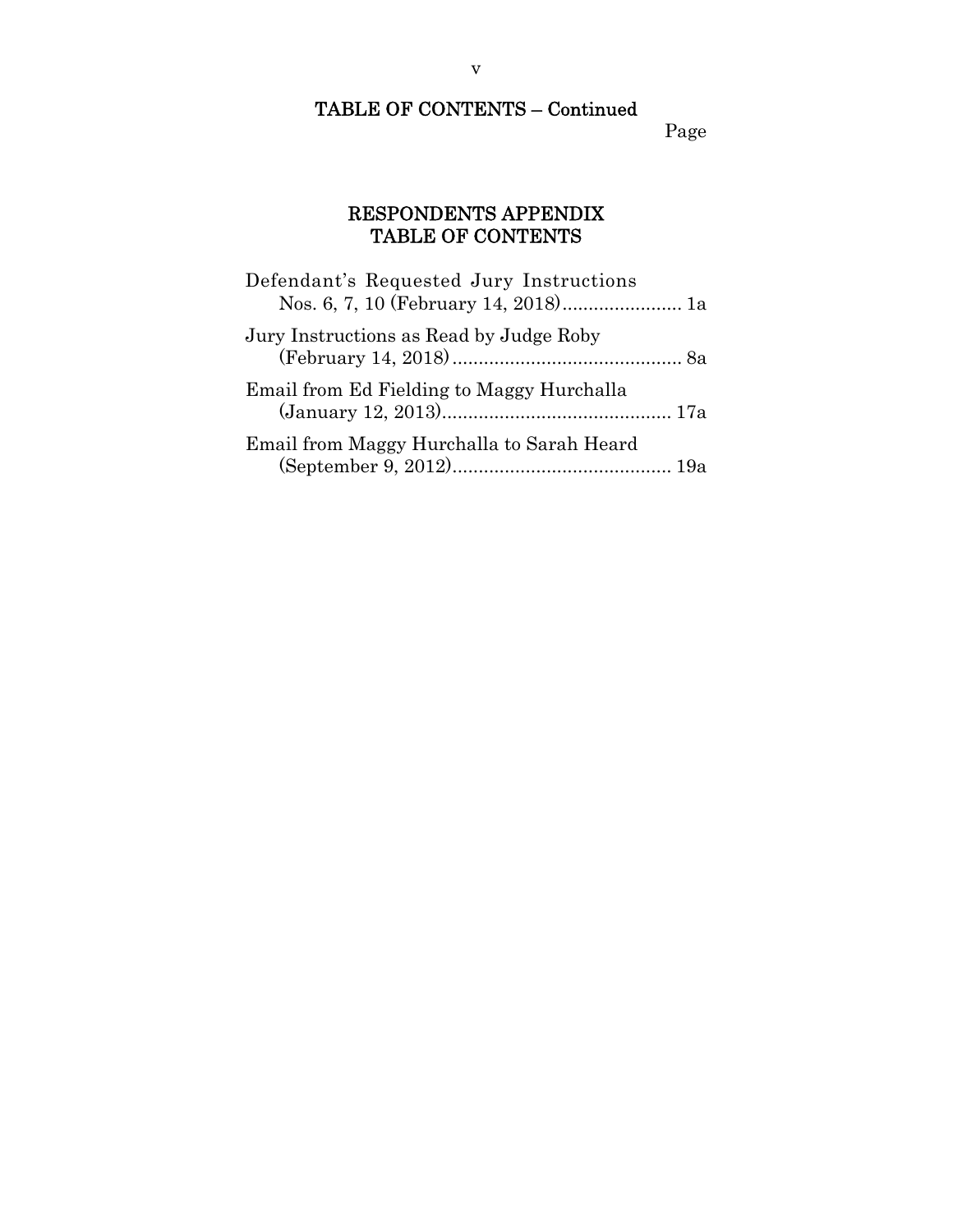## TABLE OF CONTENTS – Continued

Page

## RESPONDENTS APPENDIX
## TABLE OF CONTENTS

Defendant's Requested Jury Instructions Nos. 6, 7, 10 (February 14, 2018) ....................... 1a

Jury Instructions as Read by Judge Roby (February 14, 2018) ............................................ 8a

Email from Ed Fielding to Maggy Hurchalla (January 12, 2013)............................................ 17a

Email from Maggy Hurchalla to Sarah Heard (September 9, 2012).......................................... 19a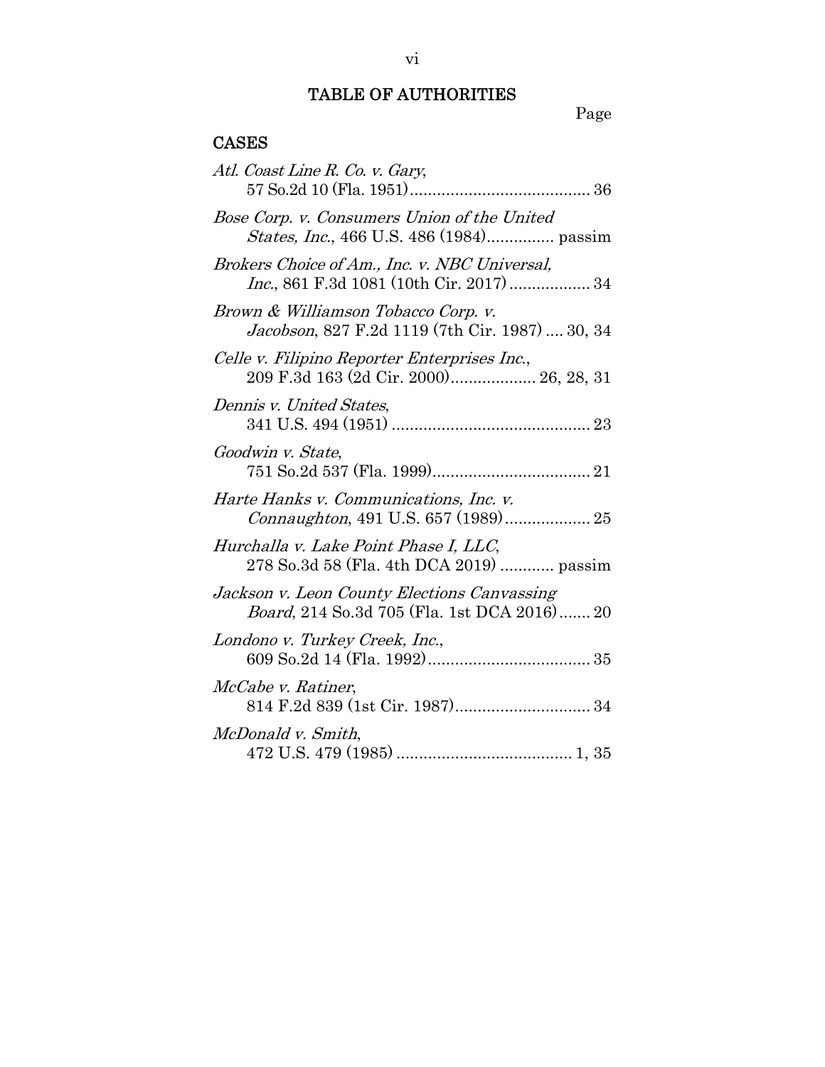# TABLE OF AUTHORITIES

Page

## CASES

*Atl. Coast Line R. Co. v. Gary*, 57 So.2d 10 (Fla. 1951)........................................ 36

*Bose Corp. v. Consumers Union of the United States, Inc.*, 466 U.S. 486 (1984)............... passim

*Brokers Choice of Am., Inc. v. NBC Universal, Inc.*, 861 F.3d 1081 (10th Cir. 2017).................. 34

*Brown & Williamson Tobacco Corp. v. Jacobson*, 827 F.2d 1119 (7th Cir. 1987) .... 30, 34

*Celle v. Filipino Reporter Enterprises Inc.*, 209 F.3d 163 (2d Cir. 2000)................... 26, 28, 31

*Dennis v. United States*, 341 U.S. 494 (1951) ............................................ 23

*Goodwin v. State*, 751 So.2d 537 (Fla. 1999)................................... 21

*Harte Hanks v. Communications, Inc. v. Connaughton*, 491 U.S. 657 (1989).................. 25

*Hurchalla v. Lake Point Phase I, LLC*, 278 So.3d 58 (Fla. 4th DCA 2019) ............ passim

*Jackson v. Leon County Elections Canvassing Board*, 214 So.3d 705 (Fla. 1st DCA 2016)....... 20

*Londono v. Turkey Creek, Inc.*, 609 So.2d 14 (Fla. 1992).................................... 35

*McCabe v. Ratiner*, 814 F.2d 839 (1st Cir. 1987).............................. 34

*McDonald v. Smith*, 472 U.S. 479 (1985) ....................................... 1, 35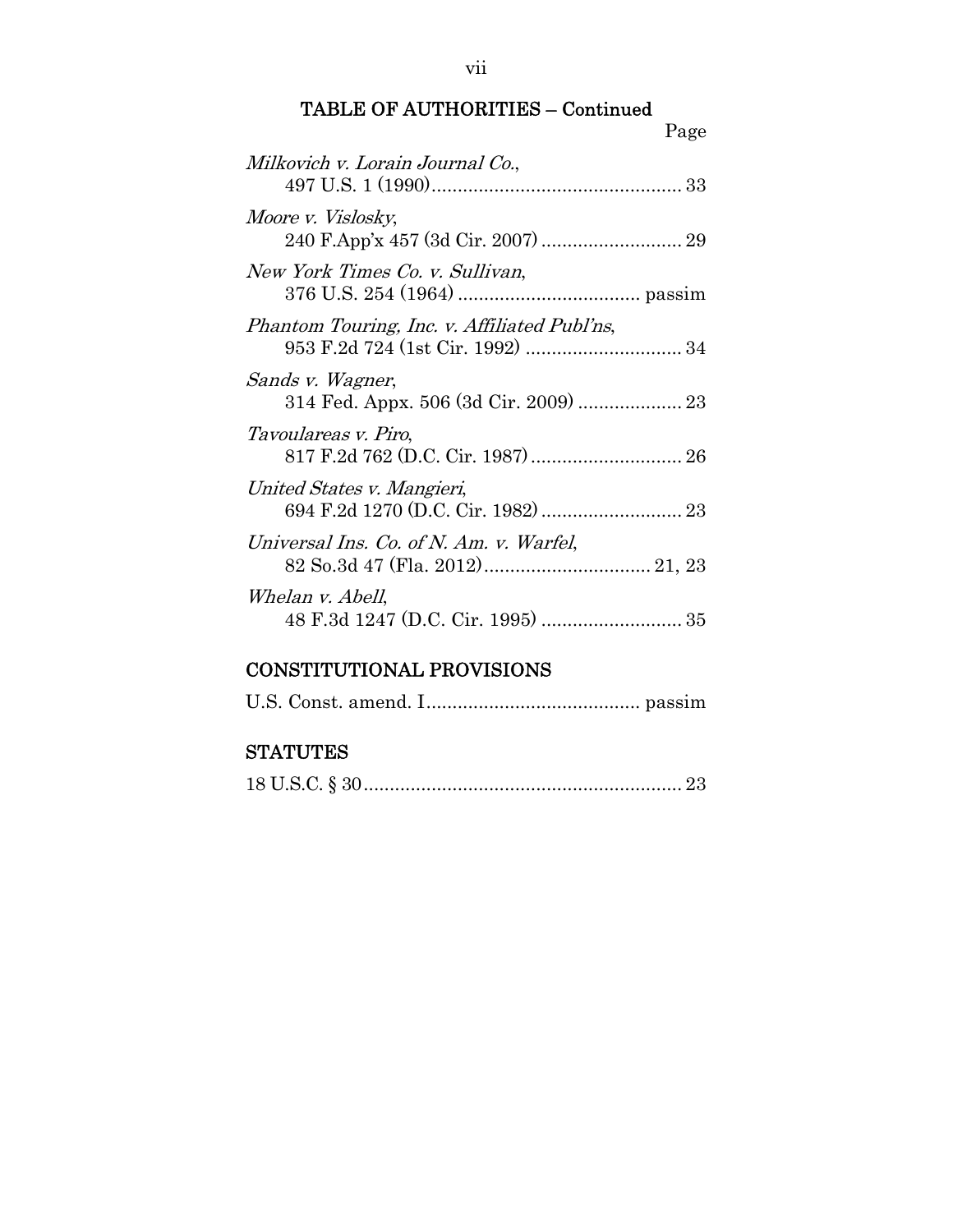## TABLE OF AUTHORITIES – Continued

Page

*Milkovich v. Lorain Journal Co.*, 497 U.S. 1 (1990) ................................................ 33

*Moore v. Vislosky*, 240 F.App'x 457 (3d Cir. 2007) ........................... 29

*New York Times Co. v. Sullivan*, 376 U.S. 254 (1964) ................................... passim

*Phantom Touring, Inc. v. Affiliated Publ'ns*, 953 F.2d 724 (1st Cir. 1992) .............................. 34

*Sands v. Wagner*, 314 Fed. Appx. 506 (3d Cir. 2009) .................... 23

*Tavoulareas v. Piro*, 817 F.2d 762 (D.C. Cir. 1987) ............................. 26

*United States v. Mangieri*, 694 F.2d 1270 (D.C. Cir. 1982) ........................... 23

*Universal Ins. Co. of N. Am. v. Warfel*, 82 So.3d 47 (Fla. 2012) ................................ 21, 23

*Whelan v. Abell*, 48 F.3d 1247 (D.C. Cir. 1995) ........................... 35

## CONSTITUTIONAL PROVISIONS

U.S. Const. amend. I......................................... passim

## STATUTES

18 U.S.C. § 30............................................................. 23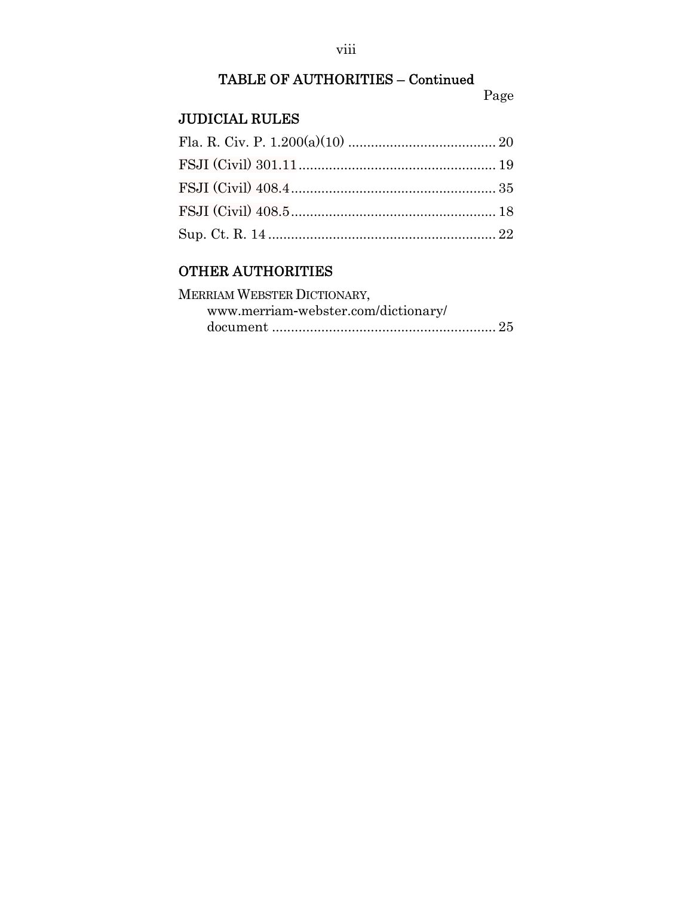## TABLE OF AUTHORITIES – Continued

Page

### JUDICIAL RULES

Fla. R. Civ. P. 1.200(a)(10) ....................................... 20

FSJI (Civil) 301.11 .................................................... 19

FSJI (Civil) 408.4 ...................................................... 35

FSJI (Civil) 408.5 ...................................................... 18

Sup. Ct. R. 14 ........................................................... 22

### OTHER AUTHORITIES

MERRIAM WEBSTER DICTIONARY, www.merriam-webster.com/dictionary/document ........................................................... 25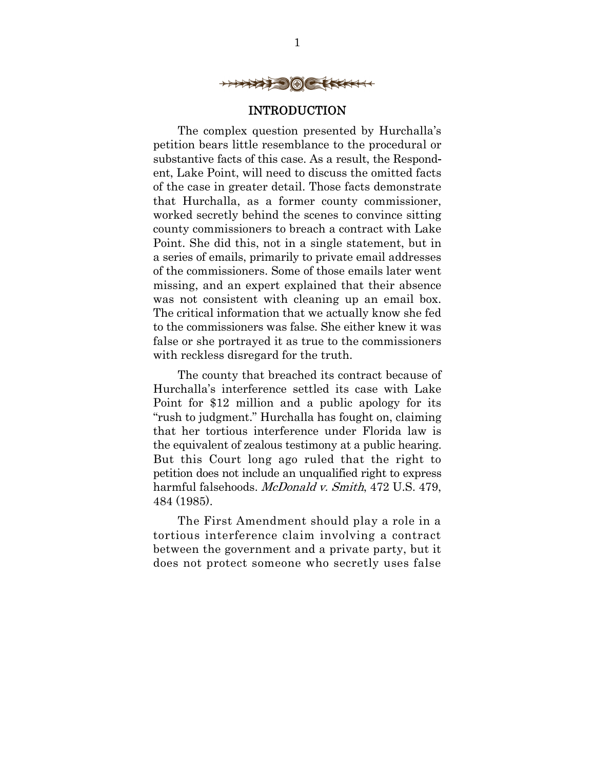## INTRODUCTION

The complex question presented by Hurchalla's petition bears little resemblance to the procedural or substantive facts of this case. As a result, the Respondent, Lake Point, will need to discuss the omitted facts of the case in greater detail. Those facts demonstrate that Hurchalla, as a former county commissioner, worked secretly behind the scenes to convince sitting county commissioners to breach a contract with Lake Point. She did this, not in a single statement, but in a series of emails, primarily to private email addresses of the commissioners. Some of those emails later went missing, and an expert explained that their absence was not consistent with cleaning up an email box. The critical information that we actually know she fed to the commissioners was false. She either knew it was false or she portrayed it as true to the commissioners with reckless disregard for the truth.

The county that breached its contract because of Hurchalla's interference settled its case with Lake Point for $12 million and a public apology for its "rush to judgment." Hurchalla has fought on, claiming that her tortious interference under Florida law is the equivalent of zealous testimony at a public hearing. But this Court long ago ruled that the right to petition does not include an unqualified right to express harmful falsehoods. *McDonald v. Smith*, 472 U.S. 479, 484 (1985).

The First Amendment should play a role in a tortious interference claim involving a contract between the government and a private party, but it does not protect someone who secretly uses false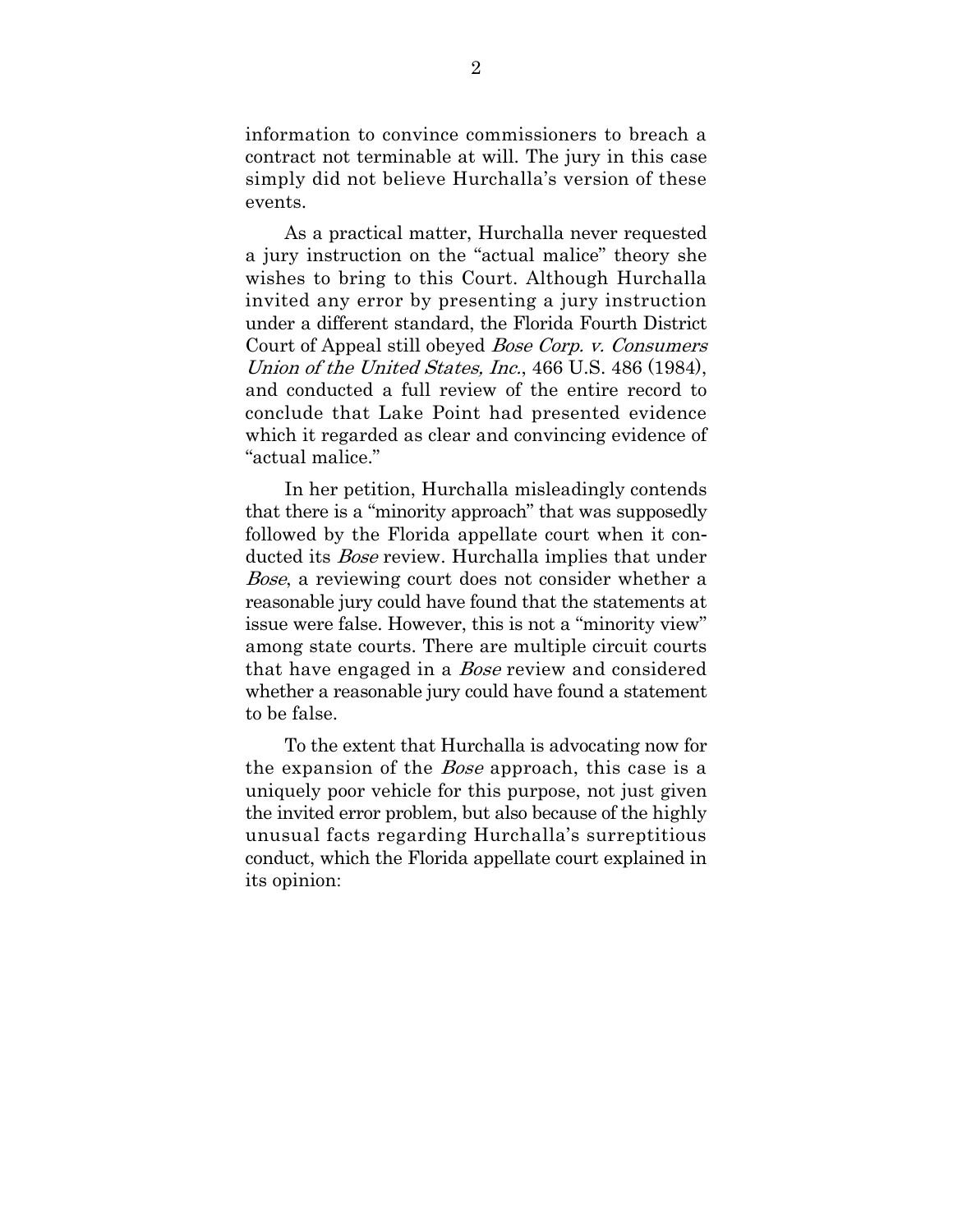information to convince commissioners to breach a contract not terminable at will. The jury in this case simply did not believe Hurchalla's version of these events.

As a practical matter, Hurchalla never requested a jury instruction on the "actual malice" theory she wishes to bring to this Court. Although Hurchalla invited any error by presenting a jury instruction under a different standard, the Florida Fourth District Court of Appeal still obeyed *Bose Corp. v. Consumers Union of the United States, Inc.*, 466 U.S. 486 (1984), and conducted a full review of the entire record to conclude that Lake Point had presented evidence which it regarded as clear and convincing evidence of "actual malice."

In her petition, Hurchalla misleadingly contends that there is a "minority approach" that was supposedly followed by the Florida appellate court when it conducted its *Bose* review. Hurchalla implies that under *Bose*, a reviewing court does not consider whether a reasonable jury could have found that the statements at issue were false. However, this is not a "minority view" among state courts. There are multiple circuit courts that have engaged in a *Bose* review and considered whether a reasonable jury could have found a statement to be false.

To the extent that Hurchalla is advocating now for the expansion of the *Bose* approach, this case is a uniquely poor vehicle for this purpose, not just given the invited error problem, but also because of the highly unusual facts regarding Hurchalla's surreptitious conduct, which the Florida appellate court explained in its opinion: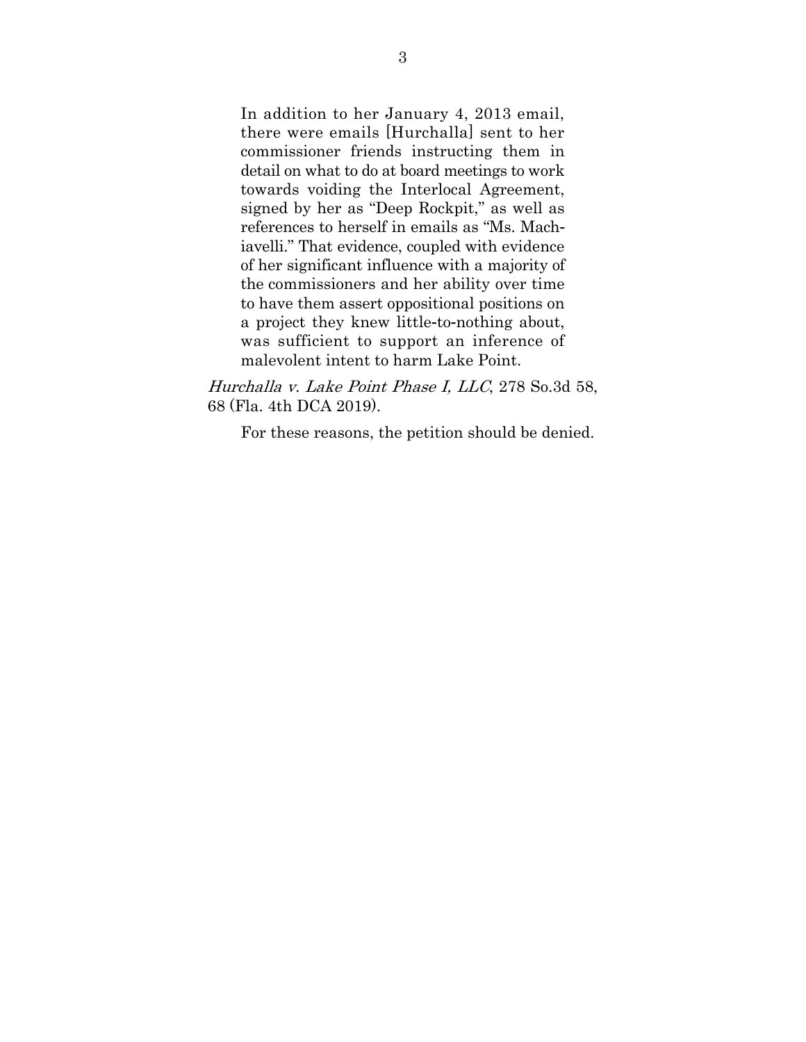> In addition to her January 4, 2013 email, there were emails [Hurchalla] sent to her commissioner friends instructing them in detail on what to do at board meetings to work towards voiding the Interlocal Agreement, signed by her as "Deep Rockpit," as well as references to herself in emails as "Ms. Machiavelli." That evidence, coupled with evidence of her significant influence with a majority of the commissioners and her ability over time to have them assert oppositional positions on a project they knew little-to-nothing about, was sufficient to support an inference of malevolent intent to harm Lake Point.

*Hurchalla v. Lake Point Phase I, LLC*, 278 So.3d 58, 68 (Fla. 4th DCA 2019).

For these reasons, the petition should be denied.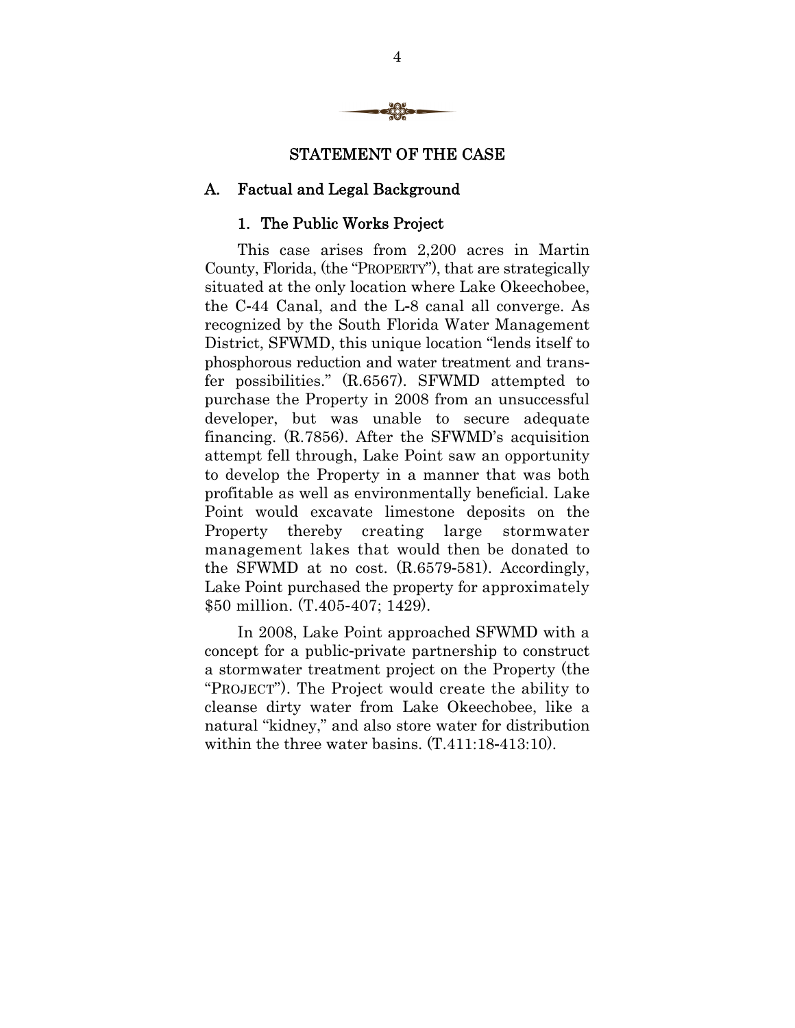## STATEMENT OF THE CASE

### A. Factual and Legal Background

#### 1. The Public Works Project

This case arises from 2,200 acres in Martin County, Florida, (the "PROPERTY"), that are strategically situated at the only location where Lake Okeechobee, the C-44 Canal, and the L-8 canal all converge. As recognized by the South Florida Water Management District, SFWMD, this unique location "lends itself to phosphorous reduction and water treatment and transfer possibilities." (R.6567). SFWMD attempted to purchase the Property in 2008 from an unsuccessful developer, but was unable to secure adequate financing. (R.7856). After the SFWMD's acquisition attempt fell through, Lake Point saw an opportunity to develop the Property in a manner that was both profitable as well as environmentally beneficial. Lake Point would excavate limestone deposits on the Property thereby creating large stormwater management lakes that would then be donated to the SFWMD at no cost. (R.6579-581). Accordingly, Lake Point purchased the property for approximately $50 million. (T.405-407; 1429).

In 2008, Lake Point approached SFWMD with a concept for a public-private partnership to construct a stormwater treatment project on the Property (the "PROJECT"). The Project would create the ability to cleanse dirty water from Lake Okeechobee, like a natural "kidney," and also store water for distribution within the three water basins. (T.411:18-413:10).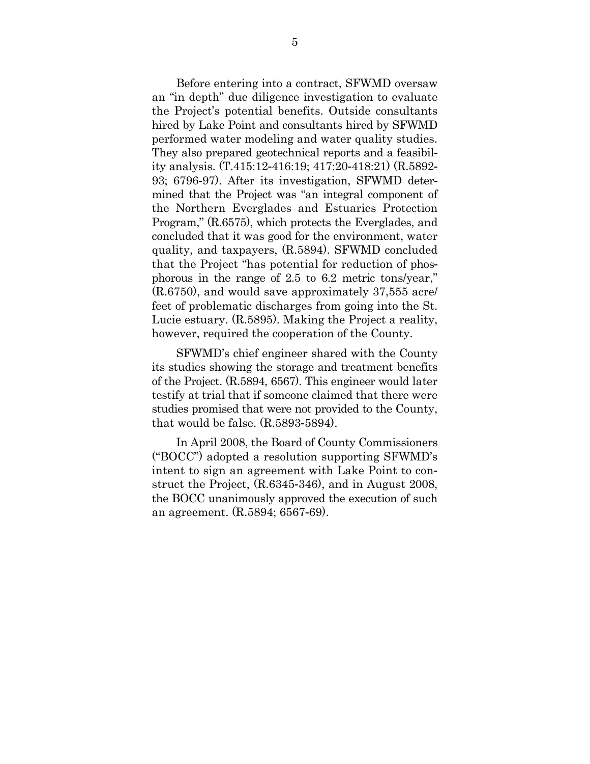Before entering into a contract, SFWMD oversaw an "in depth" due diligence investigation to evaluate the Project's potential benefits. Outside consultants hired by Lake Point and consultants hired by SFWMD performed water modeling and water quality studies. They also prepared geotechnical reports and a feasibility analysis. (T.415:12-416:19; 417:20-418:21) (R.5892-93; 6796-97). After its investigation, SFWMD determined that the Project was "an integral component of the Northern Everglades and Estuaries Protection Program," (R.6575), which protects the Everglades, and concluded that it was good for the environment, water quality, and taxpayers, (R.5894). SFWMD concluded that the Project "has potential for reduction of phosphorous in the range of 2.5 to 6.2 metric tons/year," (R.6750), and would save approximately 37,555 acre/feet of problematic discharges from going into the St. Lucie estuary. (R.5895). Making the Project a reality, however, required the cooperation of the County.

SFWMD's chief engineer shared with the County its studies showing the storage and treatment benefits of the Project. (R.5894, 6567). This engineer would later testify at trial that if someone claimed that there were studies promised that were not provided to the County, that would be false. (R.5893-5894).

In April 2008, the Board of County Commissioners ("BOCC") adopted a resolution supporting SFWMD's intent to sign an agreement with Lake Point to construct the Project, (R.6345-346), and in August 2008, the BOCC unanimously approved the execution of such an agreement. (R.5894; 6567-69).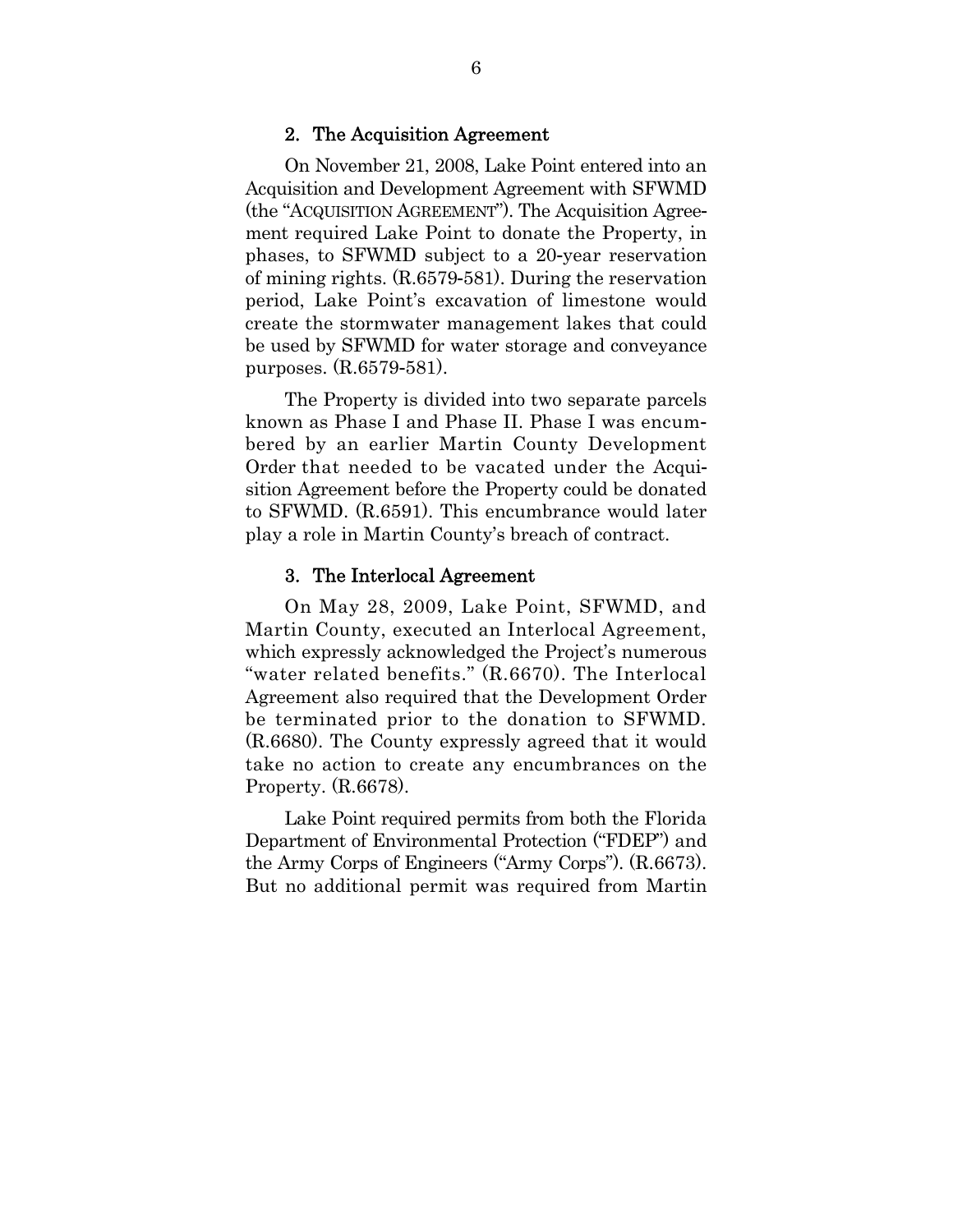### 2. The Acquisition Agreement

On November 21, 2008, Lake Point entered into an Acquisition and Development Agreement with SFWMD (the "ACQUISITION AGREEMENT"). The Acquisition Agreement required Lake Point to donate the Property, in phases, to SFWMD subject to a 20-year reservation of mining rights. (R.6579-581). During the reservation period, Lake Point's excavation of limestone would create the stormwater management lakes that could be used by SFWMD for water storage and conveyance purposes. (R.6579-581).

The Property is divided into two separate parcels known as Phase I and Phase II. Phase I was encumbered by an earlier Martin County Development Order that needed to be vacated under the Acquisition Agreement before the Property could be donated to SFWMD. (R.6591). This encumbrance would later play a role in Martin County's breach of contract.

### 3. The Interlocal Agreement

On May 28, 2009, Lake Point, SFWMD, and Martin County, executed an Interlocal Agreement, which expressly acknowledged the Project's numerous "water related benefits." (R.6670). The Interlocal Agreement also required that the Development Order be terminated prior to the donation to SFWMD. (R.6680). The County expressly agreed that it would take no action to create any encumbrances on the Property. (R.6678).

Lake Point required permits from both the Florida Department of Environmental Protection ("FDEP") and the Army Corps of Engineers ("Army Corps"). (R.6673). But no additional permit was required from Martin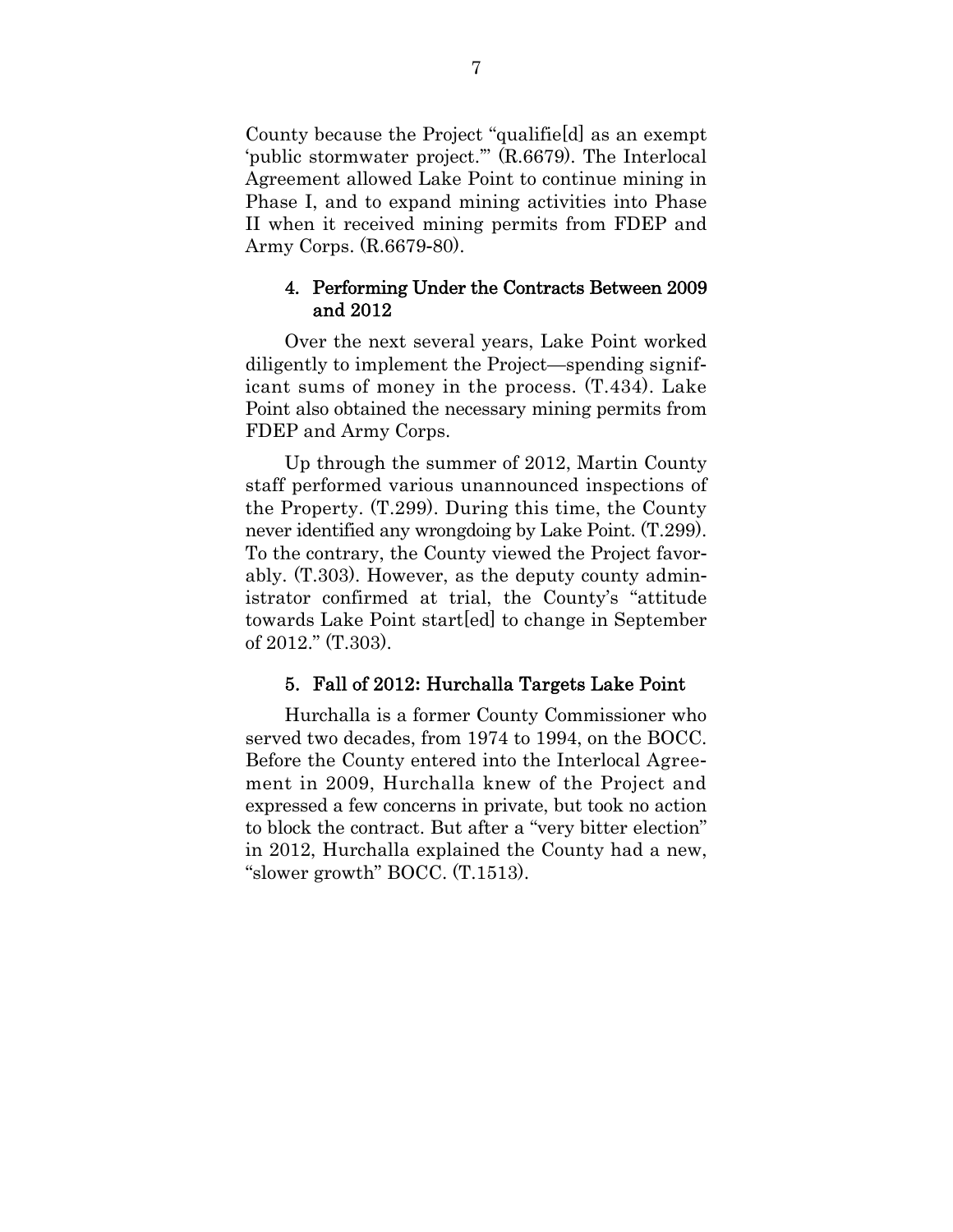County because the Project "qualifie[d] as an exempt 'public stormwater project.'" (R.6679). The Interlocal Agreement allowed Lake Point to continue mining in Phase I, and to expand mining activities into Phase II when it received mining permits from FDEP and Army Corps. (R.6679-80).

### 4. Performing Under the Contracts Between 2009 and 2012

Over the next several years, Lake Point worked diligently to implement the Project—spending significant sums of money in the process. (T.434). Lake Point also obtained the necessary mining permits from FDEP and Army Corps.

Up through the summer of 2012, Martin County staff performed various unannounced inspections of the Property. (T.299). During this time, the County never identified any wrongdoing by Lake Point. (T.299). To the contrary, the County viewed the Project favorably. (T.303). However, as the deputy county administrator confirmed at trial, the County's "attitude towards Lake Point start[ed] to change in September of 2012." (T.303).

### 5. Fall of 2012: Hurchalla Targets Lake Point

Hurchalla is a former County Commissioner who served two decades, from 1974 to 1994, on the BOCC. Before the County entered into the Interlocal Agreement in 2009, Hurchalla knew of the Project and expressed a few concerns in private, but took no action to block the contract. But after a "very bitter election" in 2012, Hurchalla explained the County had a new, "slower growth" BOCC. (T.1513).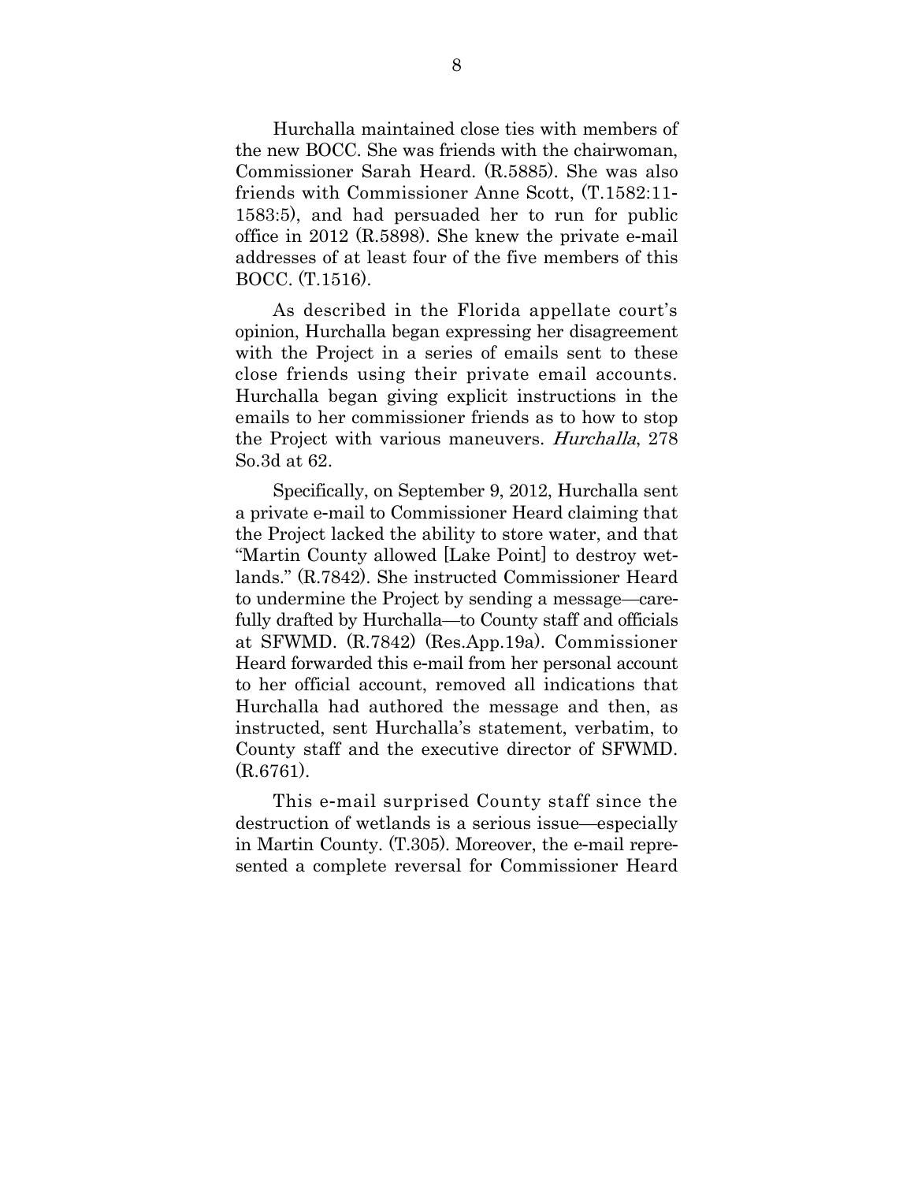Hurchalla maintained close ties with members of the new BOCC. She was friends with the chairwoman, Commissioner Sarah Heard. (R.5885). She was also friends with Commissioner Anne Scott, (T.1582:11-1583:5), and had persuaded her to run for public office in 2012 (R.5898). She knew the private e-mail addresses of at least four of the five members of this BOCC. (T.1516).

As described in the Florida appellate court's opinion, Hurchalla began expressing her disagreement with the Project in a series of emails sent to these close friends using their private email accounts. Hurchalla began giving explicit instructions in the emails to her commissioner friends as to how to stop the Project with various maneuvers. *Hurchalla*, 278 So.3d at 62.

Specifically, on September 9, 2012, Hurchalla sent a private e-mail to Commissioner Heard claiming that the Project lacked the ability to store water, and that "Martin County allowed [Lake Point] to destroy wetlands." (R.7842). She instructed Commissioner Heard to undermine the Project by sending a message—carefully drafted by Hurchalla—to County staff and officials at SFWMD. (R.7842) (Res.App.19a). Commissioner Heard forwarded this e-mail from her personal account to her official account, removed all indications that Hurchalla had authored the message and then, as instructed, sent Hurchalla's statement, verbatim, to County staff and the executive director of SFWMD. (R.6761).

This e-mail surprised County staff since the destruction of wetlands is a serious issue—especially in Martin County. (T.305). Moreover, the e-mail represented a complete reversal for Commissioner Heard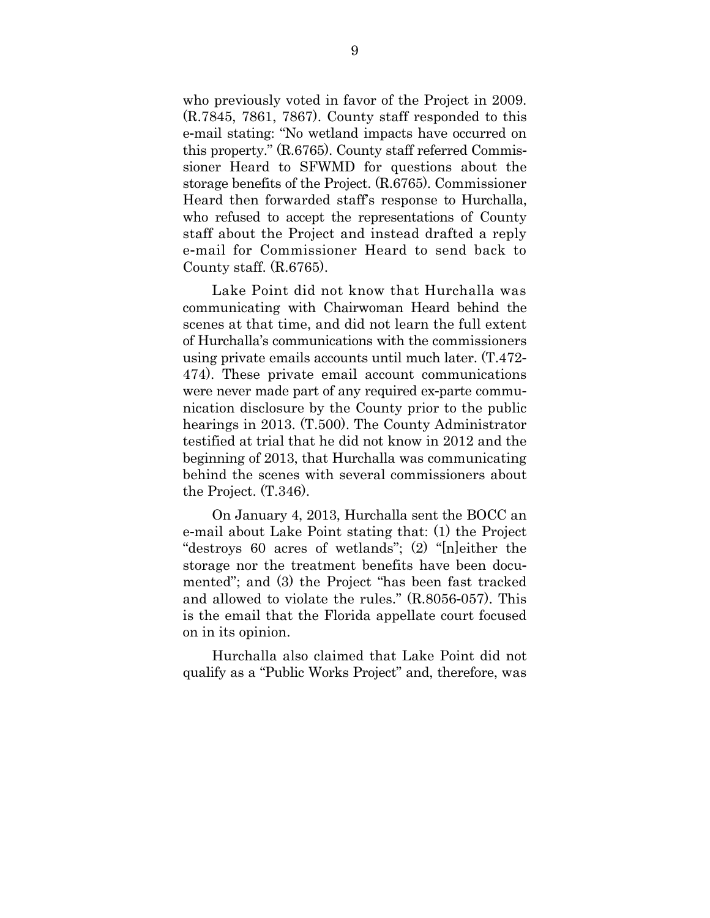who previously voted in favor of the Project in 2009. (R.7845, 7861, 7867). County staff responded to this e-mail stating: "No wetland impacts have occurred on this property." (R.6765). County staff referred Commissioner Heard to SFWMD for questions about the storage benefits of the Project. (R.6765). Commissioner Heard then forwarded staff's response to Hurchalla, who refused to accept the representations of County staff about the Project and instead drafted a reply e-mail for Commissioner Heard to send back to County staff. (R.6765).

Lake Point did not know that Hurchalla was communicating with Chairwoman Heard behind the scenes at that time, and did not learn the full extent of Hurchalla's communications with the commissioners using private emails accounts until much later. (T.472-474). These private email account communications were never made part of any required ex-parte communication disclosure by the County prior to the public hearings in 2013. (T.500). The County Administrator testified at trial that he did not know in 2012 and the beginning of 2013, that Hurchalla was communicating behind the scenes with several commissioners about the Project. (T.346).

On January 4, 2013, Hurchalla sent the BOCC an e-mail about Lake Point stating that: (1) the Project "destroys 60 acres of wetlands"; (2) "[n]either the storage nor the treatment benefits have been documented"; and (3) the Project "has been fast tracked and allowed to violate the rules." (R.8056-057). This is the email that the Florida appellate court focused on in its opinion.

Hurchalla also claimed that Lake Point did not qualify as a "Public Works Project" and, therefore, was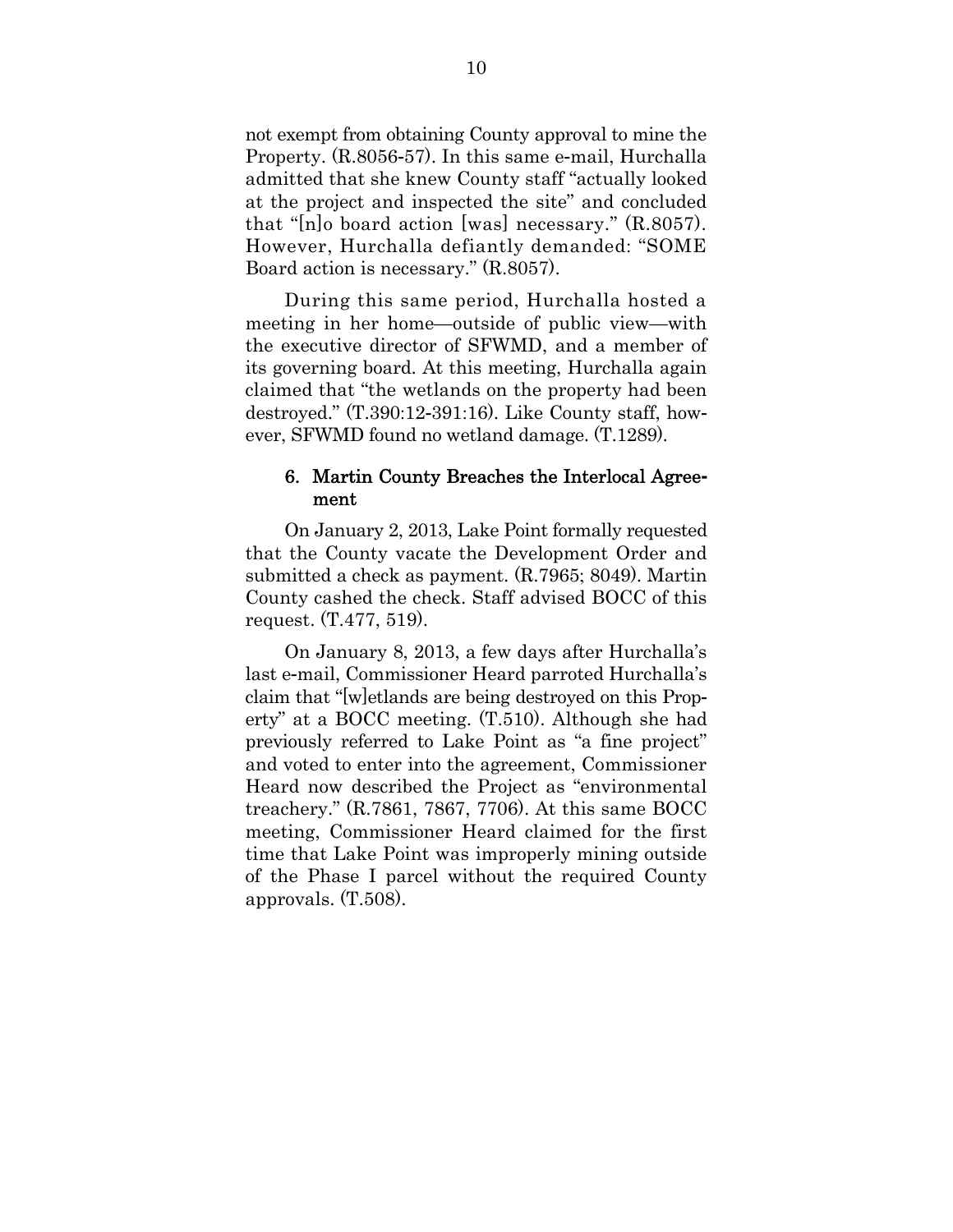not exempt from obtaining County approval to mine the Property. (R.8056-57). In this same e-mail, Hurchalla admitted that she knew County staff "actually looked at the project and inspected the site" and concluded that "[n]o board action [was] necessary." (R.8057). However, Hurchalla defiantly demanded: "SOME Board action is necessary." (R.8057).

During this same period, Hurchalla hosted a meeting in her home—outside of public view—with the executive director of SFWMD, and a member of its governing board. At this meeting, Hurchalla again claimed that "the wetlands on the property had been destroyed." (T.390:12-391:16). Like County staff, however, SFWMD found no wetland damage. (T.1289).

### 6. Martin County Breaches the Interlocal Agreement

On January 2, 2013, Lake Point formally requested that the County vacate the Development Order and submitted a check as payment. (R.7965; 8049). Martin County cashed the check. Staff advised BOCC of this request. (T.477, 519).

On January 8, 2013, a few days after Hurchalla's last e-mail, Commissioner Heard parroted Hurchalla's claim that "[w]etlands are being destroyed on this Property" at a BOCC meeting. (T.510). Although she had previously referred to Lake Point as "a fine project" and voted to enter into the agreement, Commissioner Heard now described the Project as "environmental treachery." (R.7861, 7867, 7706). At this same BOCC meeting, Commissioner Heard claimed for the first time that Lake Point was improperly mining outside of the Phase I parcel without the required County approvals. (T.508).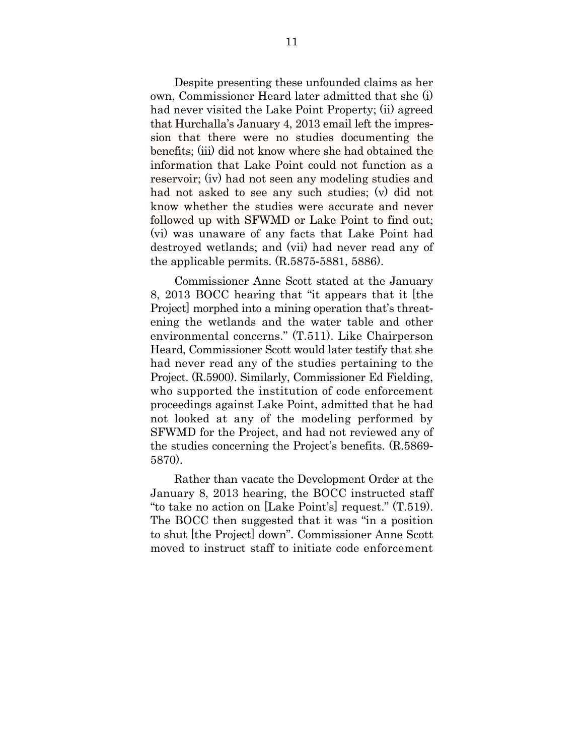Despite presenting these unfounded claims as her own, Commissioner Heard later admitted that she (i) had never visited the Lake Point Property; (ii) agreed that Hurchalla's January 4, 2013 email left the impression that there were no studies documenting the benefits; (iii) did not know where she had obtained the information that Lake Point could not function as a reservoir; (iv) had not seen any modeling studies and had not asked to see any such studies; (v) did not know whether the studies were accurate and never followed up with SFWMD or Lake Point to find out; (vi) was unaware of any facts that Lake Point had destroyed wetlands; and (vii) had never read any of the applicable permits. (R.5875-5881, 5886).

Commissioner Anne Scott stated at the January 8, 2013 BOCC hearing that "it appears that it [the Project] morphed into a mining operation that's threatening the wetlands and the water table and other environmental concerns." (T.511). Like Chairperson Heard, Commissioner Scott would later testify that she had never read any of the studies pertaining to the Project. (R.5900). Similarly, Commissioner Ed Fielding, who supported the institution of code enforcement proceedings against Lake Point, admitted that he had not looked at any of the modeling performed by SFWMD for the Project, and had not reviewed any of the studies concerning the Project's benefits. (R.5869-5870).

Rather than vacate the Development Order at the January 8, 2013 hearing, the BOCC instructed staff "to take no action on [Lake Point's] request." (T.519). The BOCC then suggested that it was "in a position to shut [the Project] down". Commissioner Anne Scott moved to instruct staff to initiate code enforcement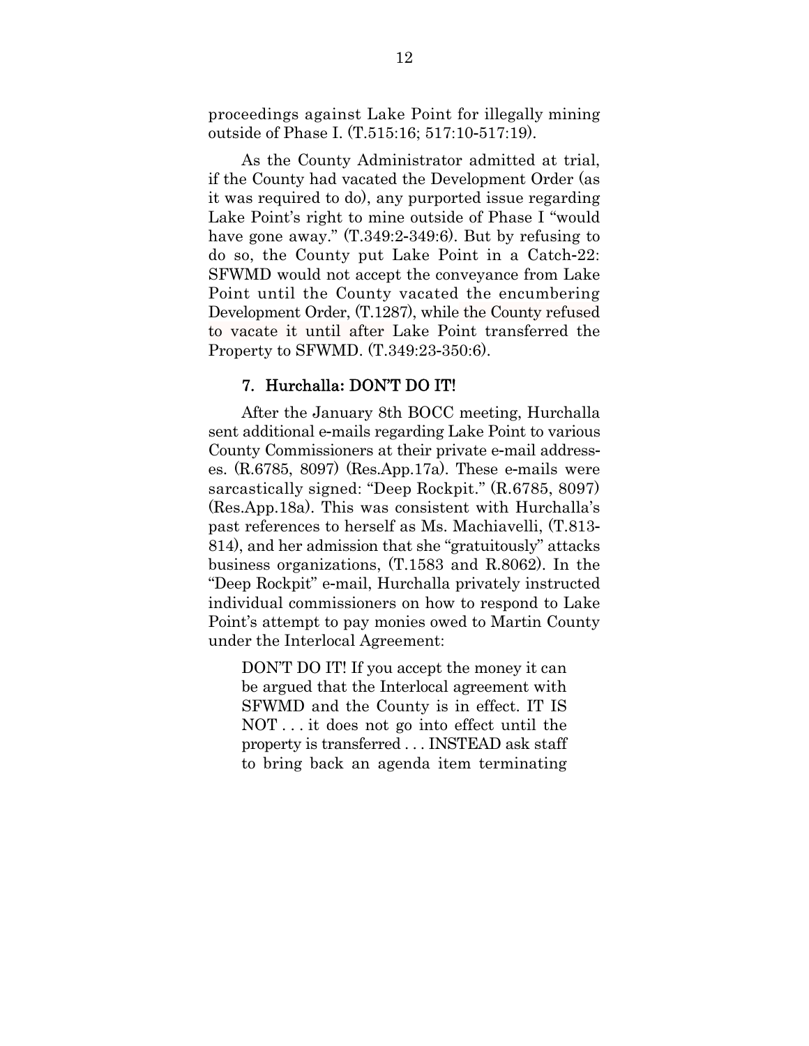proceedings against Lake Point for illegally mining outside of Phase I. (T.515:16; 517:10-517:19).

As the County Administrator admitted at trial, if the County had vacated the Development Order (as it was required to do), any purported issue regarding Lake Point's right to mine outside of Phase I "would have gone away." (T.349:2-349:6). But by refusing to do so, the County put Lake Point in a Catch-22: SFWMD would not accept the conveyance from Lake Point until the County vacated the encumbering Development Order, (T.1287), while the County refused to vacate it until after Lake Point transferred the Property to SFWMD. (T.349:23-350:6).

### 7. Hurchalla: DON'T DO IT!

After the January 8th BOCC meeting, Hurchalla sent additional e-mails regarding Lake Point to various County Commissioners at their private e-mail addresses. (R.6785, 8097) (Res.App.17a). These e-mails were sarcastically signed: "Deep Rockpit." (R.6785, 8097) (Res.App.18a). This was consistent with Hurchalla's past references to herself as Ms. Machiavelli, (T.813-814), and her admission that she "gratuitously" attacks business organizations, (T.1583 and R.8062). In the "Deep Rockpit" e-mail, Hurchalla privately instructed individual commissioners on how to respond to Lake Point's attempt to pay monies owed to Martin County under the Interlocal Agreement:

> DON'T DO IT! If you accept the money it can be argued that the Interlocal agreement with SFWMD and the County is in effect. IT IS NOT . . . it does not go into effect until the property is transferred . . . INSTEAD ask staff to bring back an agenda item terminating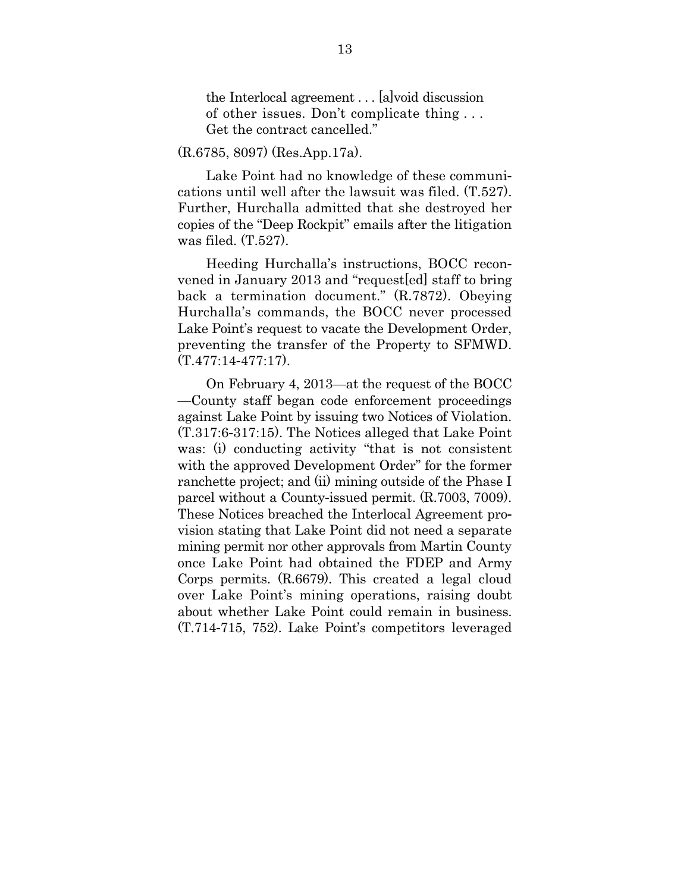> the Interlocal agreement . . . [a]void discussion of other issues. Don't complicate thing . . . Get the contract cancelled."

(R.6785, 8097) (Res.App.17a).

Lake Point had no knowledge of these communications until well after the lawsuit was filed. (T.527). Further, Hurchalla admitted that she destroyed her copies of the "Deep Rockpit" emails after the litigation was filed. (T.527).

Heeding Hurchalla's instructions, BOCC reconvened in January 2013 and "request[ed] staff to bring back a termination document." (R.7872). Obeying Hurchalla's commands, the BOCC never processed Lake Point's request to vacate the Development Order, preventing the transfer of the Property to SFMWD. (T.477:14-477:17).

On February 4, 2013—at the request of the BOCC—County staff began code enforcement proceedings against Lake Point by issuing two Notices of Violation. (T.317:6-317:15). The Notices alleged that Lake Point was: (i) conducting activity "that is not consistent with the approved Development Order" for the former ranchette project; and (ii) mining outside of the Phase I parcel without a County-issued permit. (R.7003, 7009). These Notices breached the Interlocal Agreement provision stating that Lake Point did not need a separate mining permit nor other approvals from Martin County once Lake Point had obtained the FDEP and Army Corps permits. (R.6679). This created a legal cloud over Lake Point's mining operations, raising doubt about whether Lake Point could remain in business. (T.714-715, 752). Lake Point's competitors leveraged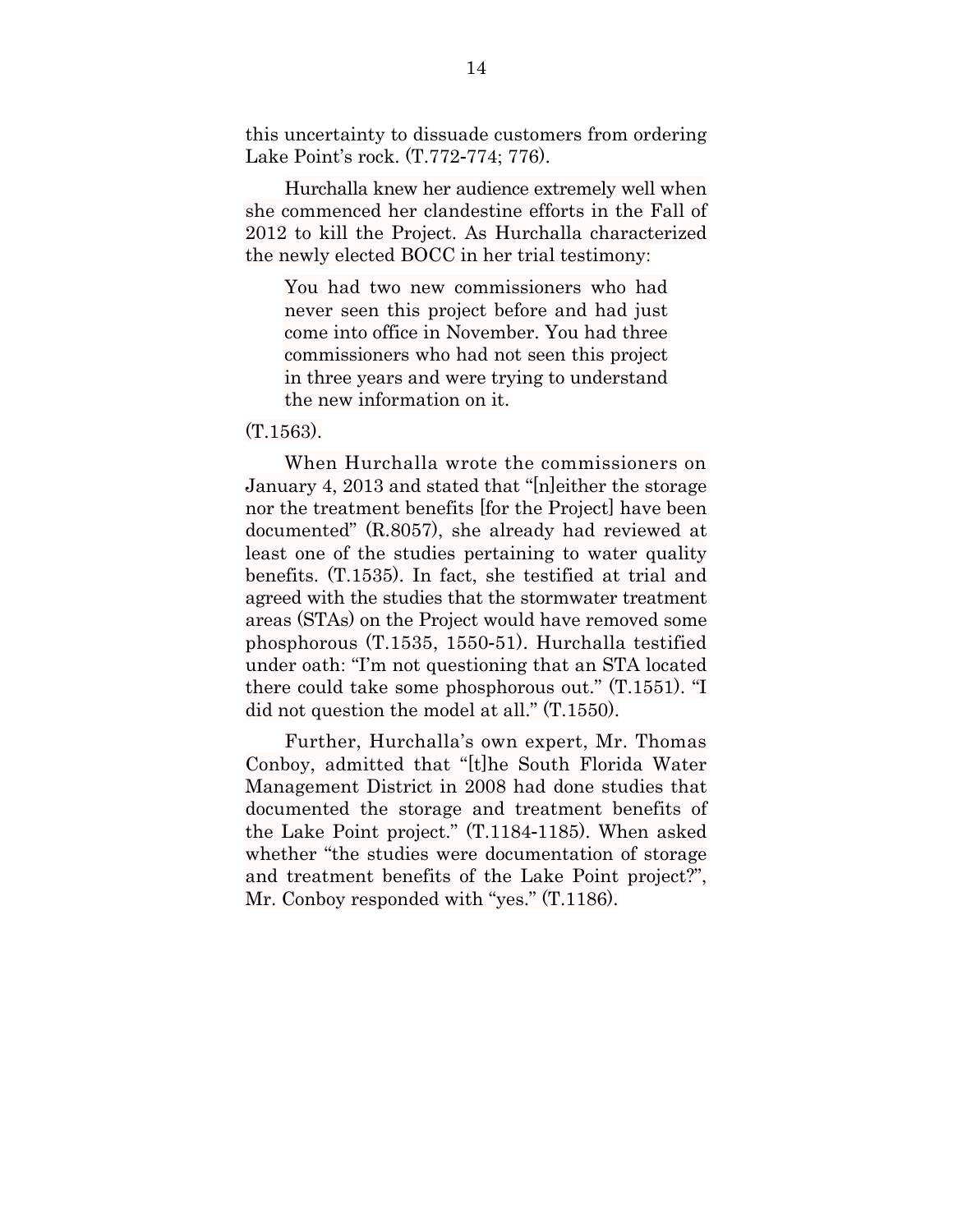this uncertainty to dissuade customers from ordering Lake Point's rock. (T.772-774; 776).

Hurchalla knew her audience extremely well when she commenced her clandestine efforts in the Fall of 2012 to kill the Project. As Hurchalla characterized the newly elected BOCC in her trial testimony:

> You had two new commissioners who had never seen this project before and had just come into office in November. You had three commissioners who had not seen this project in three years and were trying to understand the new information on it.

(T.1563).

When Hurchalla wrote the commissioners on January 4, 2013 and stated that "[n]either the storage nor the treatment benefits [for the Project] have been documented" (R.8057), she already had reviewed at least one of the studies pertaining to water quality benefits. (T.1535). In fact, she testified at trial and agreed with the studies that the stormwater treatment areas (STAs) on the Project would have removed some phosphorous (T.1535, 1550-51). Hurchalla testified under oath: "I'm not questioning that an STA located there could take some phosphorous out." (T.1551). "I did not question the model at all." (T.1550).

Further, Hurchalla's own expert, Mr. Thomas Conboy, admitted that "[t]he South Florida Water Management District in 2008 had done studies that documented the storage and treatment benefits of the Lake Point project." (T.1184-1185). When asked whether "the studies were documentation of storage and treatment benefits of the Lake Point project?", Mr. Conboy responded with "yes." (T.1186).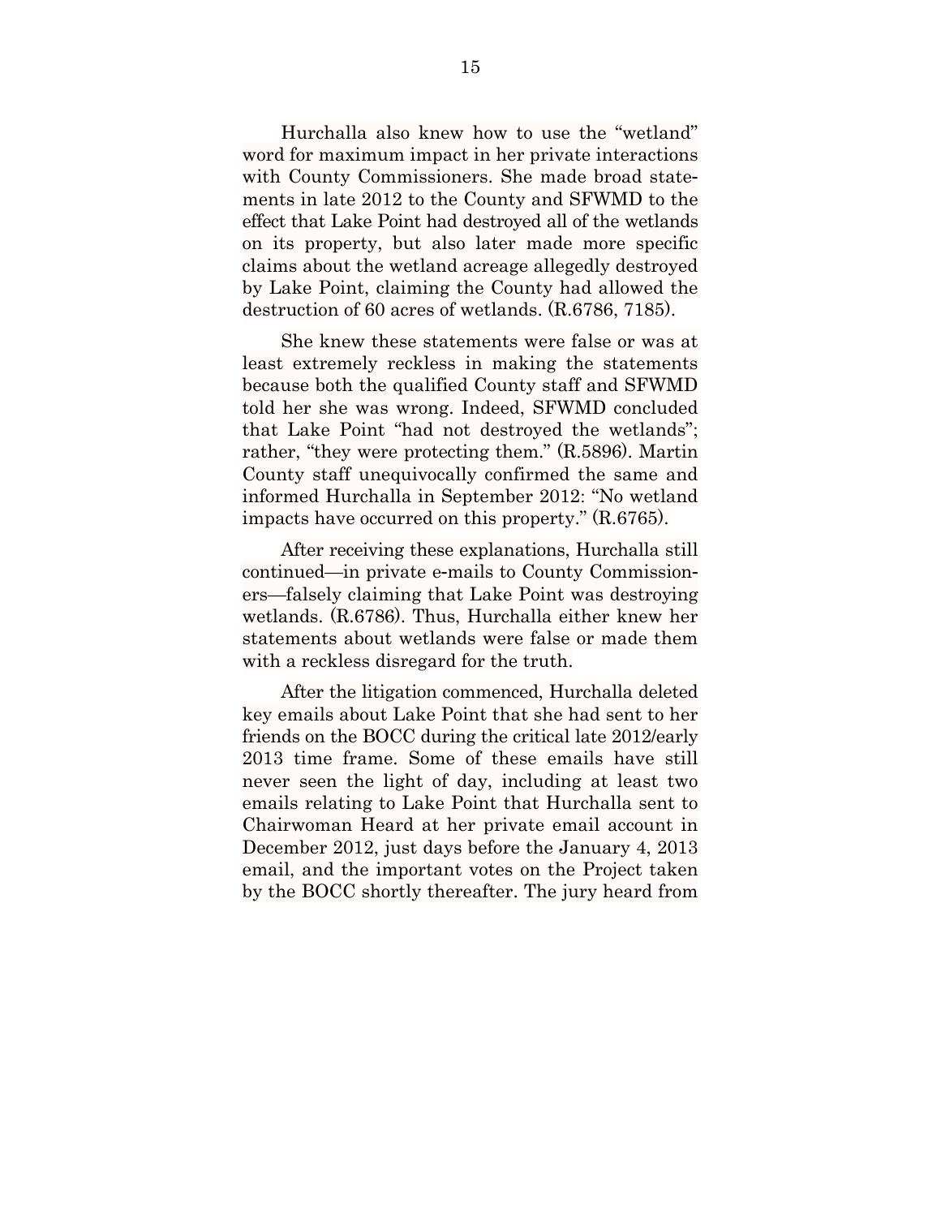Hurchalla also knew how to use the "wetland" word for maximum impact in her private interactions with County Commissioners. She made broad statements in late 2012 to the County and SFWMD to the effect that Lake Point had destroyed all of the wetlands on its property, but also later made more specific claims about the wetland acreage allegedly destroyed by Lake Point, claiming the County had allowed the destruction of 60 acres of wetlands. (R.6786, 7185).

She knew these statements were false or was at least extremely reckless in making the statements because both the qualified County staff and SFWMD told her she was wrong. Indeed, SFWMD concluded that Lake Point "had not destroyed the wetlands"; rather, "they were protecting them." (R.5896). Martin County staff unequivocally confirmed the same and informed Hurchalla in September 2012: "No wetland impacts have occurred on this property." (R.6765).

After receiving these explanations, Hurchalla still continued—in private e-mails to County Commissioners—falsely claiming that Lake Point was destroying wetlands. (R.6786). Thus, Hurchalla either knew her statements about wetlands were false or made them with a reckless disregard for the truth.

After the litigation commenced, Hurchalla deleted key emails about Lake Point that she had sent to her friends on the BOCC during the critical late 2012/early 2013 time frame. Some of these emails have still never seen the light of day, including at least two emails relating to Lake Point that Hurchalla sent to Chairwoman Heard at her private email account in December 2012, just days before the January 4, 2013 email, and the important votes on the Project taken by the BOCC shortly thereafter. The jury heard from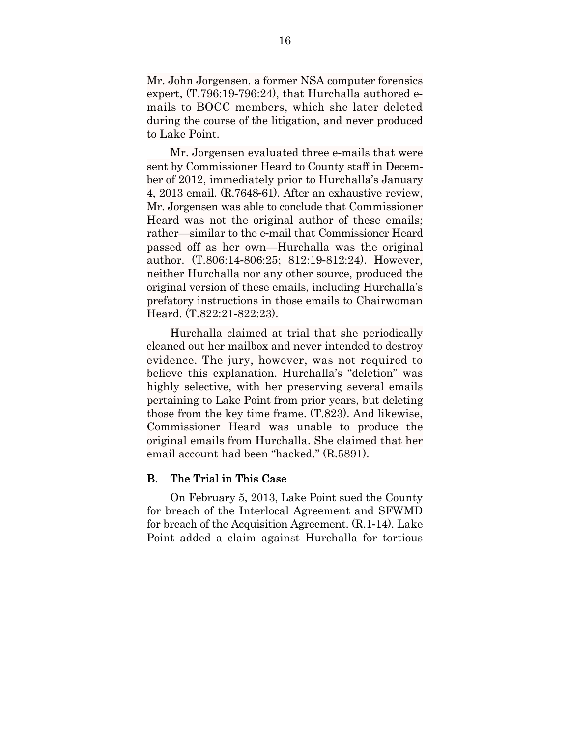Mr. John Jorgensen, a former NSA computer forensics expert, (T.796:19-796:24), that Hurchalla authored e-mails to BOCC members, which she later deleted during the course of the litigation, and never produced to Lake Point.

Mr. Jorgensen evaluated three e-mails that were sent by Commissioner Heard to County staff in December of 2012, immediately prior to Hurchalla's January 4, 2013 email. (R.7648-61). After an exhaustive review, Mr. Jorgensen was able to conclude that Commissioner Heard was not the original author of these emails; rather—similar to the e-mail that Commissioner Heard passed off as her own—Hurchalla was the original author. (T.806:14-806:25; 812:19-812:24). However, neither Hurchalla nor any other source, produced the original version of these emails, including Hurchalla's prefatory instructions in those emails to Chairwoman Heard. (T.822:21-822:23).

Hurchalla claimed at trial that she periodically cleaned out her mailbox and never intended to destroy evidence. The jury, however, was not required to believe this explanation. Hurchalla's "deletion" was highly selective, with her preserving several emails pertaining to Lake Point from prior years, but deleting those from the key time frame. (T.823). And likewise, Commissioner Heard was unable to produce the original emails from Hurchalla. She claimed that her email account had been "hacked." (R.5891).

## B. The Trial in This Case

On February 5, 2013, Lake Point sued the County for breach of the Interlocal Agreement and SFWMD for breach of the Acquisition Agreement. (R.1-14). Lake Point added a claim against Hurchalla for tortious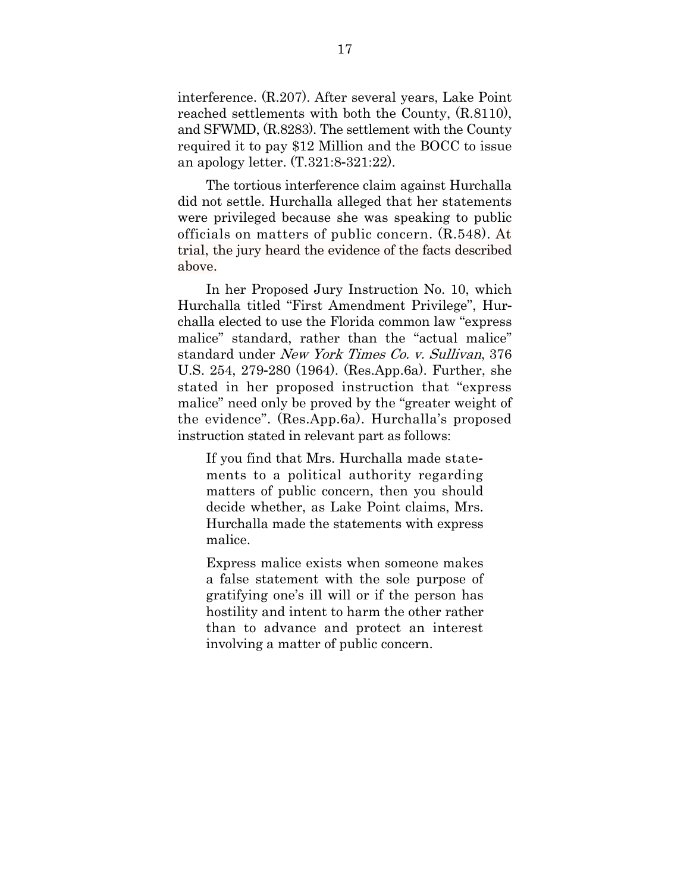interference. (R.207). After several years, Lake Point reached settlements with both the County, (R.8110), and SFWMD, (R.8283). The settlement with the County required it to pay $12 Million and the BOCC to issue an apology letter. (T.321:8-321:22).

The tortious interference claim against Hurchalla did not settle. Hurchalla alleged that her statements were privileged because she was speaking to public officials on matters of public concern. (R.548). At trial, the jury heard the evidence of the facts described above.

In her Proposed Jury Instruction No. 10, which Hurchalla titled "First Amendment Privilege", Hurchalla elected to use the Florida common law "express malice" standard, rather than the "actual malice" standard under *New York Times Co. v. Sullivan*, 376 U.S. 254, 279-280 (1964). (Res.App.6a). Further, she stated in her proposed instruction that "express malice" need only be proved by the "greater weight of the evidence". (Res.App.6a). Hurchalla's proposed instruction stated in relevant part as follows:

> If you find that Mrs. Hurchalla made statements to a political authority regarding matters of public concern, then you should decide whether, as Lake Point claims, Mrs. Hurchalla made the statements with express malice.
>
> Express malice exists when someone makes a false statement with the sole purpose of gratifying one's ill will or if the person has hostility and intent to harm the other rather than to advance and protect an interest involving a matter of public concern.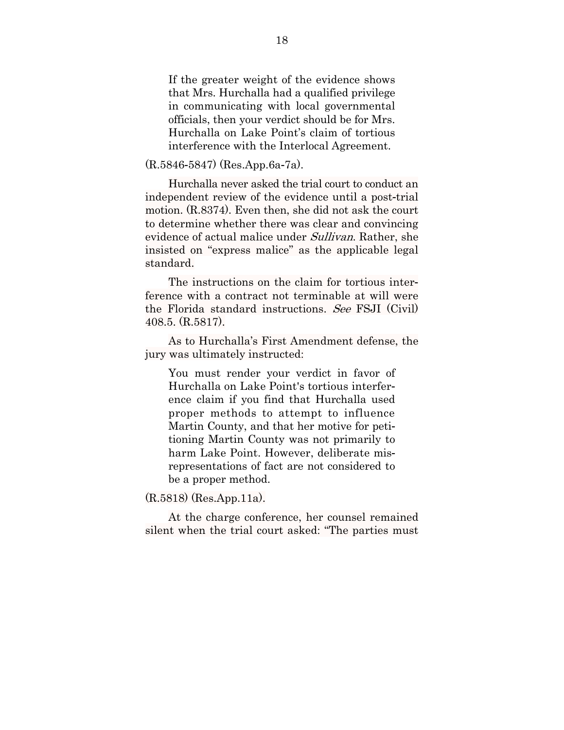> If the greater weight of the evidence shows that Mrs. Hurchalla had a qualified privilege in communicating with local governmental officials, then your verdict should be for Mrs. Hurchalla on Lake Point's claim of tortious interference with the Interlocal Agreement.

(R.5846-5847) (Res.App.6a-7a).

Hurchalla never asked the trial court to conduct an independent review of the evidence until a post-trial motion. (R.8374). Even then, she did not ask the court to determine whether there was clear and convincing evidence of actual malice under *Sullivan*. Rather, she insisted on "express malice" as the applicable legal standard.

The instructions on the claim for tortious interference with a contract not terminable at will were the Florida standard instructions. *See* FSJI (Civil) 408.5. (R.5817).

As to Hurchalla's First Amendment defense, the jury was ultimately instructed:

> You must render your verdict in favor of Hurchalla on Lake Point's tortious interference claim if you find that Hurchalla used proper methods to attempt to influence Martin County, and that her motive for petitioning Martin County was not primarily to harm Lake Point. However, deliberate misrepresentations of fact are not considered to be a proper method.

(R.5818) (Res.App.11a).

At the charge conference, her counsel remained silent when the trial court asked: "The parties must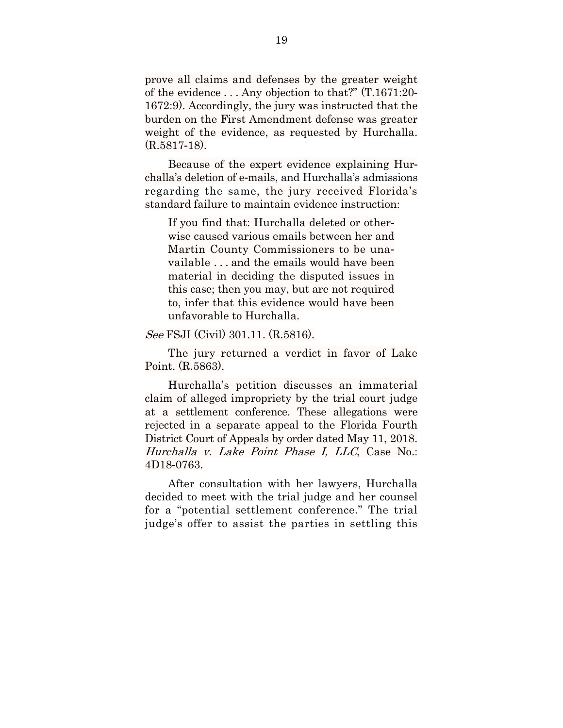prove all claims and defenses by the greater weight of the evidence . . . Any objection to that?" (T.1671:20-1672:9). Accordingly, the jury was instructed that the burden on the First Amendment defense was greater weight of the evidence, as requested by Hurchalla. (R.5817-18).

Because of the expert evidence explaining Hurchalla's deletion of e-mails, and Hurchalla's admissions regarding the same, the jury received Florida's standard failure to maintain evidence instruction:

> If you find that: Hurchalla deleted or otherwise caused various emails between her and Martin County Commissioners to be unavailable . . . and the emails would have been material in deciding the disputed issues in this case; then you may, but are not required to, infer that this evidence would have been unfavorable to Hurchalla.

*See* FSJI (Civil) 301.11. (R.5816).

The jury returned a verdict in favor of Lake Point. (R.5863).

Hurchalla's petition discusses an immaterial claim of alleged impropriety by the trial court judge at a settlement conference. These allegations were rejected in a separate appeal to the Florida Fourth District Court of Appeals by order dated May 11, 2018. *Hurchalla v. Lake Point Phase I, LLC*, Case No.: 4D18-0763.

After consultation with her lawyers, Hurchalla decided to meet with the trial judge and her counsel for a "potential settlement conference." The trial judge's offer to assist the parties in settling this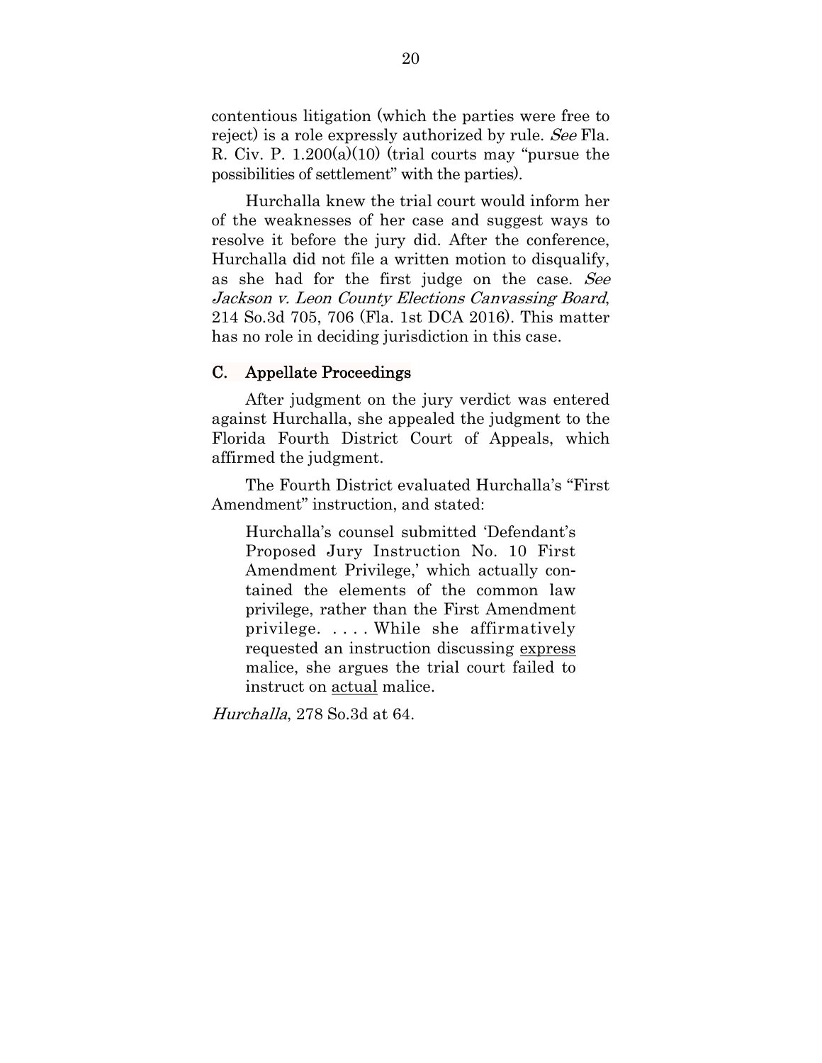contentious litigation (which the parties were free to reject) is a role expressly authorized by rule. *See* Fla. R. Civ. P. 1.200(a)(10) (trial courts may "pursue the possibilities of settlement" with the parties).

Hurchalla knew the trial court would inform her of the weaknesses of her case and suggest ways to resolve it before the jury did. After the conference, Hurchalla did not file a written motion to disqualify, as she had for the first judge on the case. *See Jackson v. Leon County Elections Canvassing Board*, 214 So.3d 705, 706 (Fla. 1st DCA 2016). This matter has no role in deciding jurisdiction in this case.

### C. Appellate Proceedings

After judgment on the jury verdict was entered against Hurchalla, she appealed the judgment to the Florida Fourth District Court of Appeals, which affirmed the judgment.

The Fourth District evaluated Hurchalla's "First Amendment" instruction, and stated:

> Hurchalla's counsel submitted 'Defendant's Proposed Jury Instruction No. 10 First Amendment Privilege,' which actually contained the elements of the common law privilege, rather than the First Amendment privilege. . . . . While she affirmatively requested an instruction discussing <u>express</u> malice, she argues the trial court failed to instruct on <u>actual</u> malice.

*Hurchalla*, 278 So.3d at 64.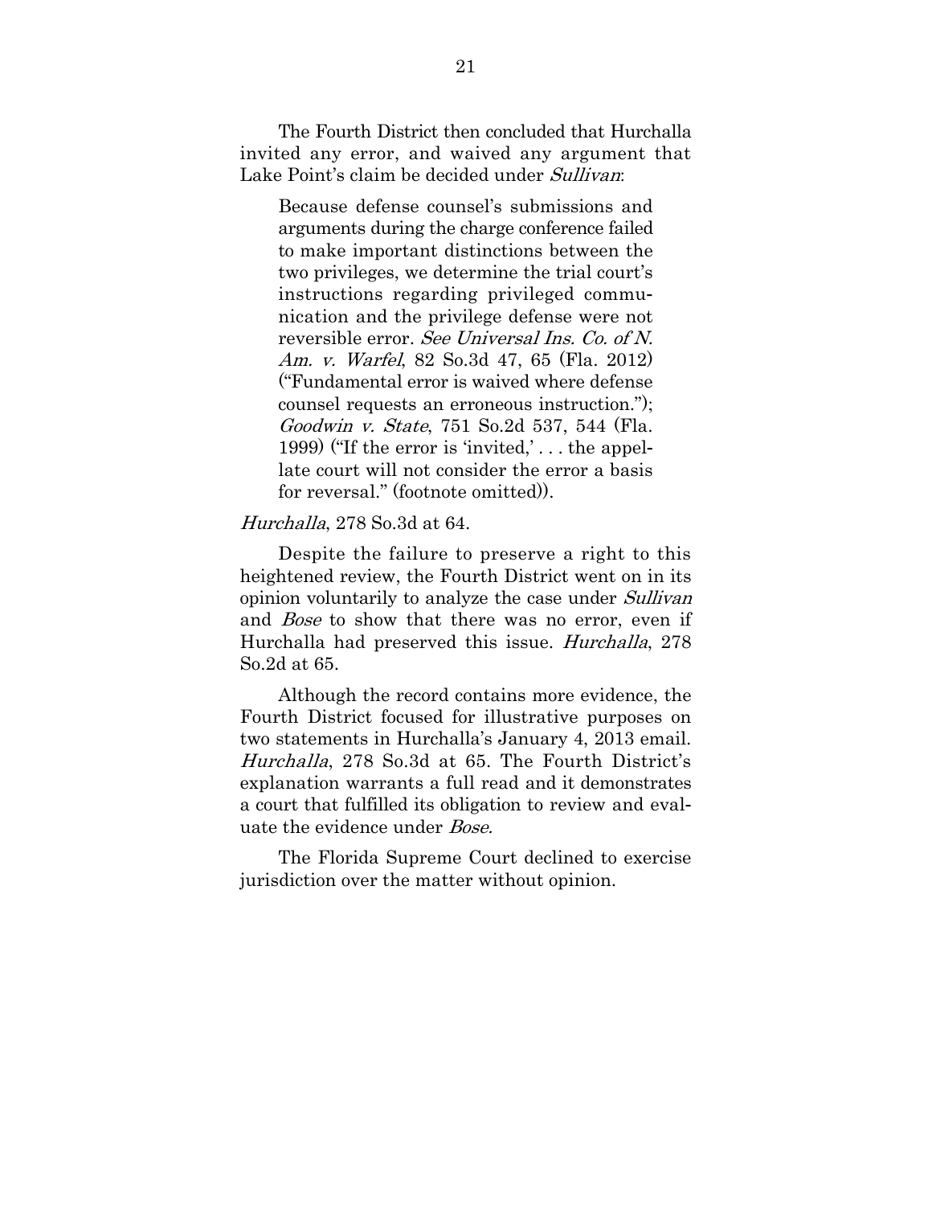The Fourth District then concluded that Hurchalla invited any error, and waived any argument that Lake Point's claim be decided under *Sullivan*:

> Because defense counsel's submissions and arguments during the charge conference failed to make important distinctions between the two privileges, we determine the trial court's instructions regarding privileged communication and the privilege defense were not reversible error. *See Universal Ins. Co. of N. Am. v. Warfel*, 82 So.3d 47, 65 (Fla. 2012) ("Fundamental error is waived where defense counsel requests an erroneous instruction."); *Goodwin v. State*, 751 So.2d 537, 544 (Fla. 1999) ("If the error is 'invited,' . . . the appellate court will not consider the error a basis for reversal." (footnote omitted)).

*Hurchalla*, 278 So.3d at 64.

Despite the failure to preserve a right to this heightened review, the Fourth District went on in its opinion voluntarily to analyze the case under *Sullivan* and *Bose* to show that there was no error, even if Hurchalla had preserved this issue. *Hurchalla*, 278 So.2d at 65.

Although the record contains more evidence, the Fourth District focused for illustrative purposes on two statements in Hurchalla's January 4, 2013 email. *Hurchalla*, 278 So.3d at 65. The Fourth District's explanation warrants a full read and it demonstrates a court that fulfilled its obligation to review and evaluate the evidence under *Bose.*

The Florida Supreme Court declined to exercise jurisdiction over the matter without opinion.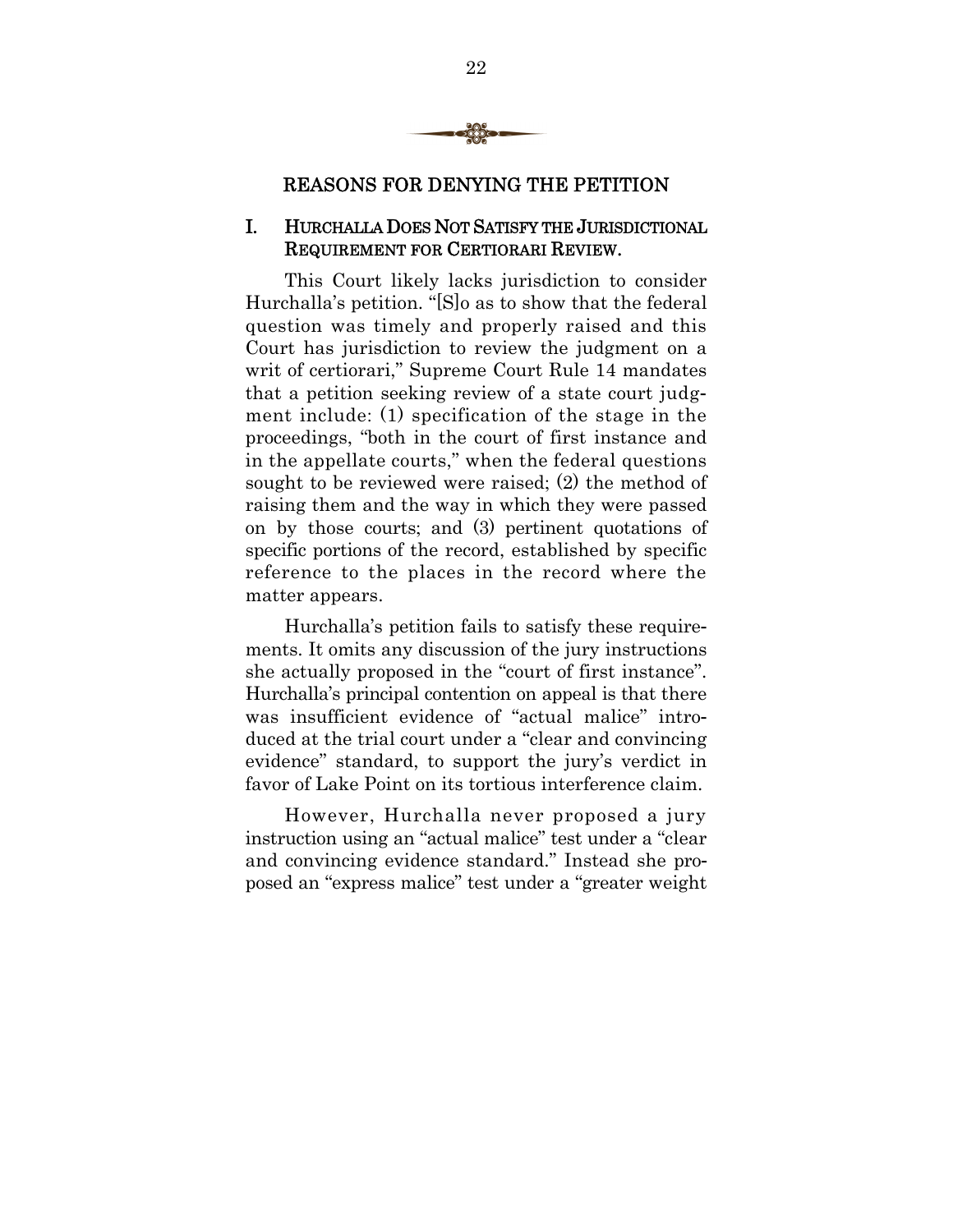## REASONS FOR DENYING THE PETITION

### I. HURCHALLA DOES NOT SATISFY THE JURISDICTIONAL REQUIREMENT FOR CERTIORARI REVIEW.

This Court likely lacks jurisdiction to consider Hurchalla's petition. "[S]o as to show that the federal question was timely and properly raised and this Court has jurisdiction to review the judgment on a writ of certiorari," Supreme Court Rule 14 mandates that a petition seeking review of a state court judgment include: (1) specification of the stage in the proceedings, "both in the court of first instance and in the appellate courts," when the federal questions sought to be reviewed were raised; (2) the method of raising them and the way in which they were passed on by those courts; and (3) pertinent quotations of specific portions of the record, established by specific reference to the places in the record where the matter appears.

Hurchalla's petition fails to satisfy these requirements. It omits any discussion of the jury instructions she actually proposed in the "court of first instance". Hurchalla's principal contention on appeal is that there was insufficient evidence of "actual malice" introduced at the trial court under a "clear and convincing evidence" standard, to support the jury's verdict in favor of Lake Point on its tortious interference claim.

However, Hurchalla never proposed a jury instruction using an "actual malice" test under a "clear and convincing evidence standard." Instead she proposed an "express malice" test under a "greater weight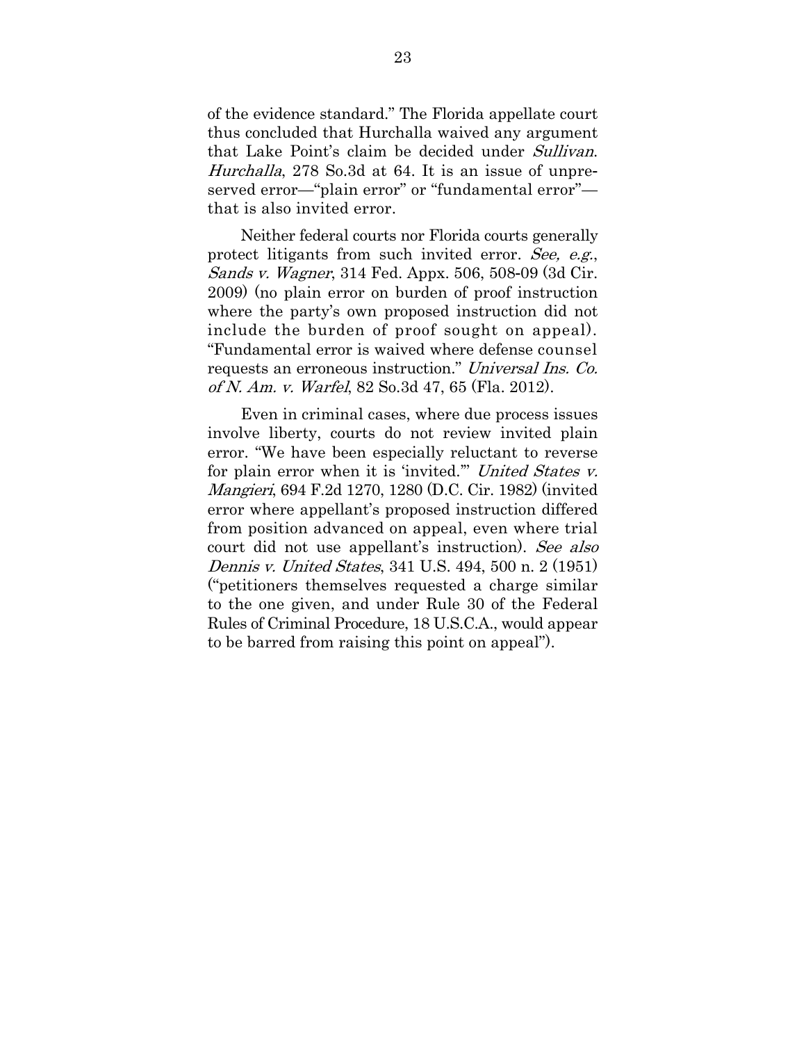of the evidence standard." The Florida appellate court thus concluded that Hurchalla waived any argument that Lake Point's claim be decided under *Sullivan*. *Hurchalla*, 278 So.3d at 64. It is an issue of unpreserved error—"plain error" or "fundamental error"—that is also invited error.

Neither federal courts nor Florida courts generally protect litigants from such invited error. *See, e.g.*, *Sands v. Wagner*, 314 Fed. Appx. 506, 508-09 (3d Cir. 2009) (no plain error on burden of proof instruction where the party's own proposed instruction did not include the burden of proof sought on appeal). "Fundamental error is waived where defense counsel requests an erroneous instruction." *Universal Ins. Co. of N. Am. v. Warfel*, 82 So.3d 47, 65 (Fla. 2012).

Even in criminal cases, where due process issues involve liberty, courts do not review invited plain error. "We have been especially reluctant to reverse for plain error when it is 'invited.'" *United States v. Mangieri*, 694 F.2d 1270, 1280 (D.C. Cir. 1982) (invited error where appellant's proposed instruction differed from position advanced on appeal, even where trial court did not use appellant's instruction). *See also Dennis v. United States*, 341 U.S. 494, 500 n. 2 (1951) ("petitioners themselves requested a charge similar to the one given, and under Rule 30 of the Federal Rules of Criminal Procedure, 18 U.S.C.A., would appear to be barred from raising this point on appeal").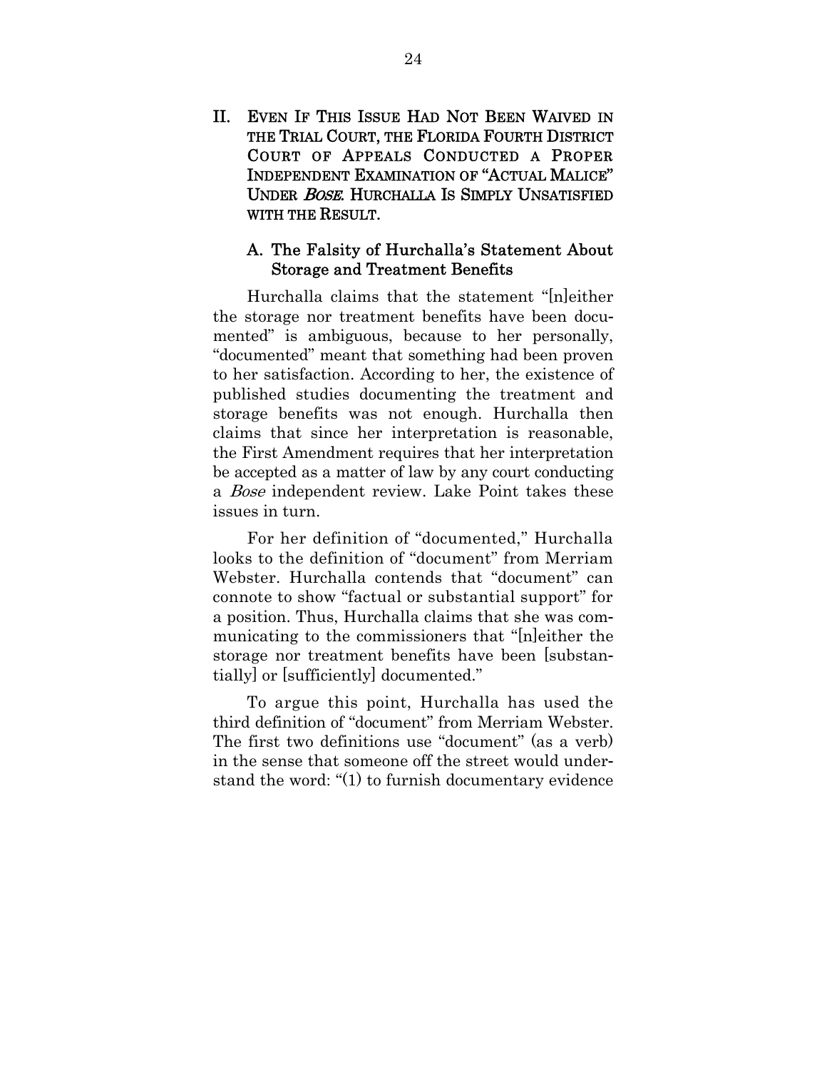## II. EVEN IF THIS ISSUE HAD NOT BEEN WAIVED IN THE TRIAL COURT, THE FLORIDA FOURTH DISTRICT COURT OF APPEALS CONDUCTED A PROPER INDEPENDENT EXAMINATION OF "ACTUAL MALICE" UNDER *BOSE*. HURCHALLA IS SIMPLY UNSATISFIED WITH THE RESULT.

### A. The Falsity of Hurchalla's Statement About Storage and Treatment Benefits

Hurchalla claims that the statement "[n]either the storage nor treatment benefits have been documented" is ambiguous, because to her personally, "documented" meant that something had been proven to her satisfaction. According to her, the existence of published studies documenting the treatment and storage benefits was not enough. Hurchalla then claims that since her interpretation is reasonable, the First Amendment requires that her interpretation be accepted as a matter of law by any court conducting a *Bose* independent review. Lake Point takes these issues in turn.

For her definition of "documented," Hurchalla looks to the definition of "document" from Merriam Webster. Hurchalla contends that "document" can connote to show "factual or substantial support" for a position. Thus, Hurchalla claims that she was communicating to the commissioners that "[n]either the storage nor treatment benefits have been [substantially] or [sufficiently] documented."

To argue this point, Hurchalla has used the third definition of "document" from Merriam Webster. The first two definitions use "document" (as a verb) in the sense that someone off the street would understand the word: "(1) to furnish documentary evidence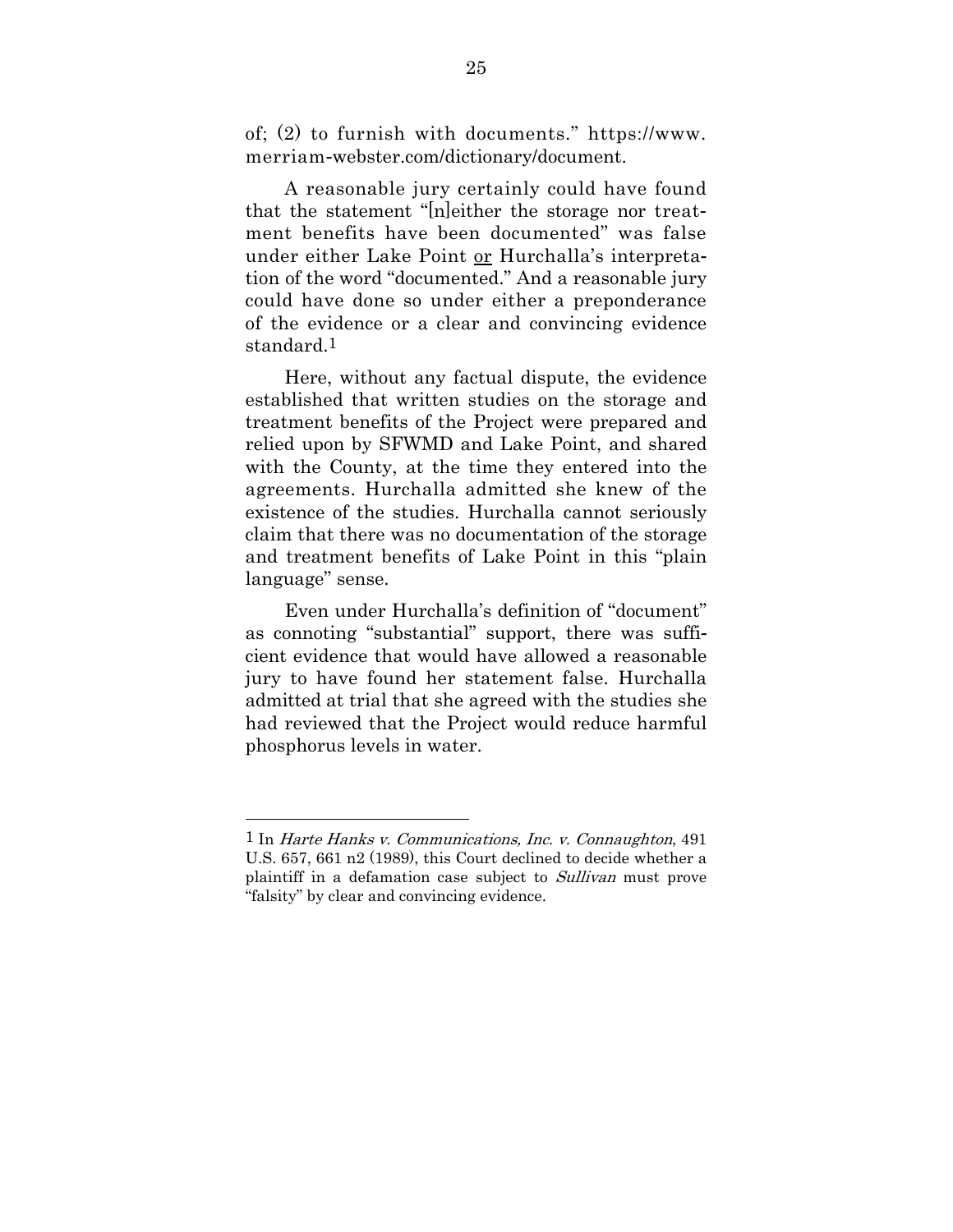of; (2) to furnish with documents." https://www.merriam-webster.com/dictionary/document.

A reasonable jury certainly could have found that the statement "[n]either the storage nor treatment benefits have been documented" was false under either Lake Point <u>or</u> Hurchalla's interpretation of the word "documented." And a reasonable jury could have done so under either a preponderance of the evidence or a clear and convincing evidence standard.[1]

Here, without any factual dispute, the evidence established that written studies on the storage and treatment benefits of the Project were prepared and relied upon by SFWMD and Lake Point, and shared with the County, at the time they entered into the agreements. Hurchalla admitted she knew of the existence of the studies. Hurchalla cannot seriously claim that there was no documentation of the storage and treatment benefits of Lake Point in this "plain language" sense.

Even under Hurchalla's definition of "document" as connoting "substantial" support, there was sufficient evidence that would have allowed a reasonable jury to have found her statement false. Hurchalla admitted at trial that she agreed with the studies she had reviewed that the Project would reduce harmful phosphorus levels in water.

---

[1] In *Harte Hanks v. Communications, Inc. v. Connaughton*, 491 U.S. 657, 661 n2 (1989), this Court declined to decide whether a plaintiff in a defamation case subject to *Sullivan* must prove "falsity" by clear and convincing evidence.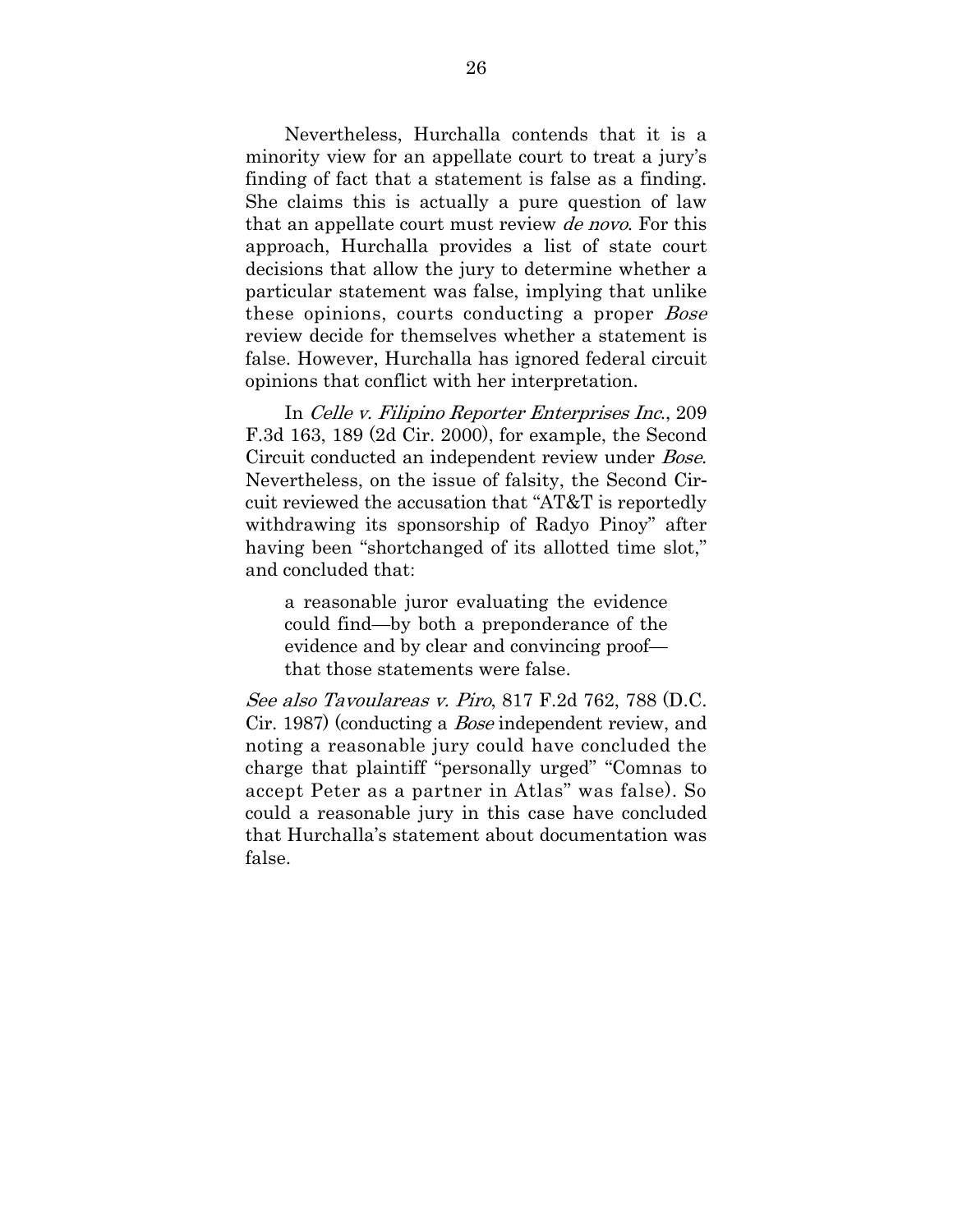Nevertheless, Hurchalla contends that it is a minority view for an appellate court to treat a jury's finding of fact that a statement is false as a finding. She claims this is actually a pure question of law that an appellate court must review *de novo*. For this approach, Hurchalla provides a list of state court decisions that allow the jury to determine whether a particular statement was false, implying that unlike these opinions, courts conducting a proper *Bose* review decide for themselves whether a statement is false. However, Hurchalla has ignored federal circuit opinions that conflict with her interpretation.

In *Celle v. Filipino Reporter Enterprises Inc.*, 209 F.3d 163, 189 (2d Cir. 2000), for example, the Second Circuit conducted an independent review under *Bose*. Nevertheless, on the issue of falsity, the Second Circuit reviewed the accusation that "AT&T is reportedly withdrawing its sponsorship of Radyo Pinoy" after having been "shortchanged of its allotted time slot," and concluded that:

> a reasonable juror evaluating the evidence could find—by both a preponderance of the evidence and by clear and convincing proof—that those statements were false.

*See also Tavoulareas v. Piro*, 817 F.2d 762, 788 (D.C. Cir. 1987) (conducting a *Bose* independent review, and noting a reasonable jury could have concluded the charge that plaintiff "personally urged" "Comnas to accept Peter as a partner in Atlas" was false). So could a reasonable jury in this case have concluded that Hurchalla's statement about documentation was false.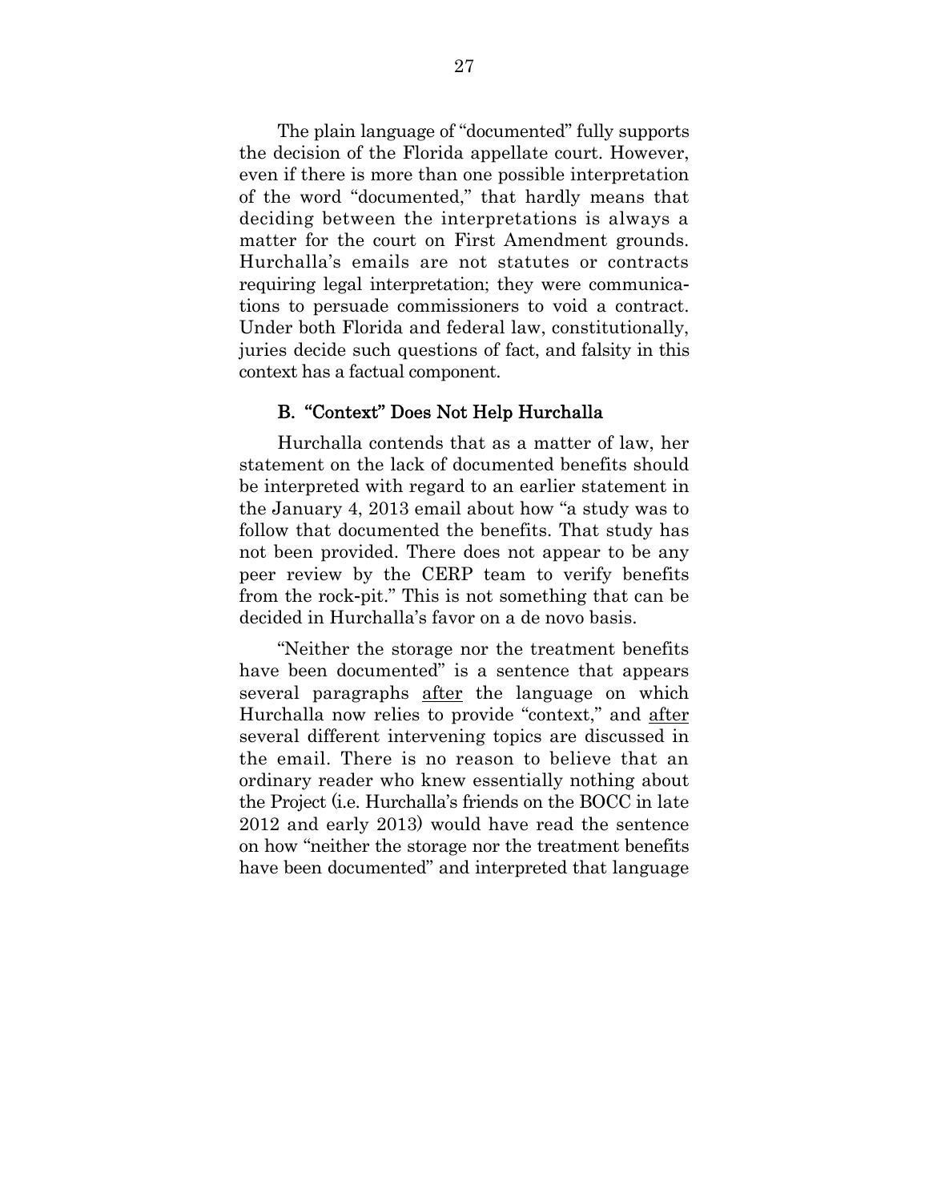The plain language of "documented" fully supports the decision of the Florida appellate court. However, even if there is more than one possible interpretation of the word "documented," that hardly means that deciding between the interpretations is always a matter for the court on First Amendment grounds. Hurchalla's emails are not statutes or contracts requiring legal interpretation; they were communications to persuade commissioners to void a contract. Under both Florida and federal law, constitutionally, juries decide such questions of fact, and falsity in this context has a factual component.

### B. "Context" Does Not Help Hurchalla

Hurchalla contends that as a matter of law, her statement on the lack of documented benefits should be interpreted with regard to an earlier statement in the January 4, 2013 email about how "a study was to follow that documented the benefits. That study has not been provided. There does not appear to be any peer review by the CERP team to verify benefits from the rock-pit." This is not something that can be decided in Hurchalla's favor on a de novo basis.

"Neither the storage nor the treatment benefits have been documented" is a sentence that appears several paragraphs <u>after</u> the language on which Hurchalla now relies to provide "context," and <u>after</u> several different intervening topics are discussed in the email. There is no reason to believe that an ordinary reader who knew essentially nothing about the Project (i.e. Hurchalla's friends on the BOCC in late 2012 and early 2013) would have read the sentence on how "neither the storage nor the treatment benefits have been documented" and interpreted that language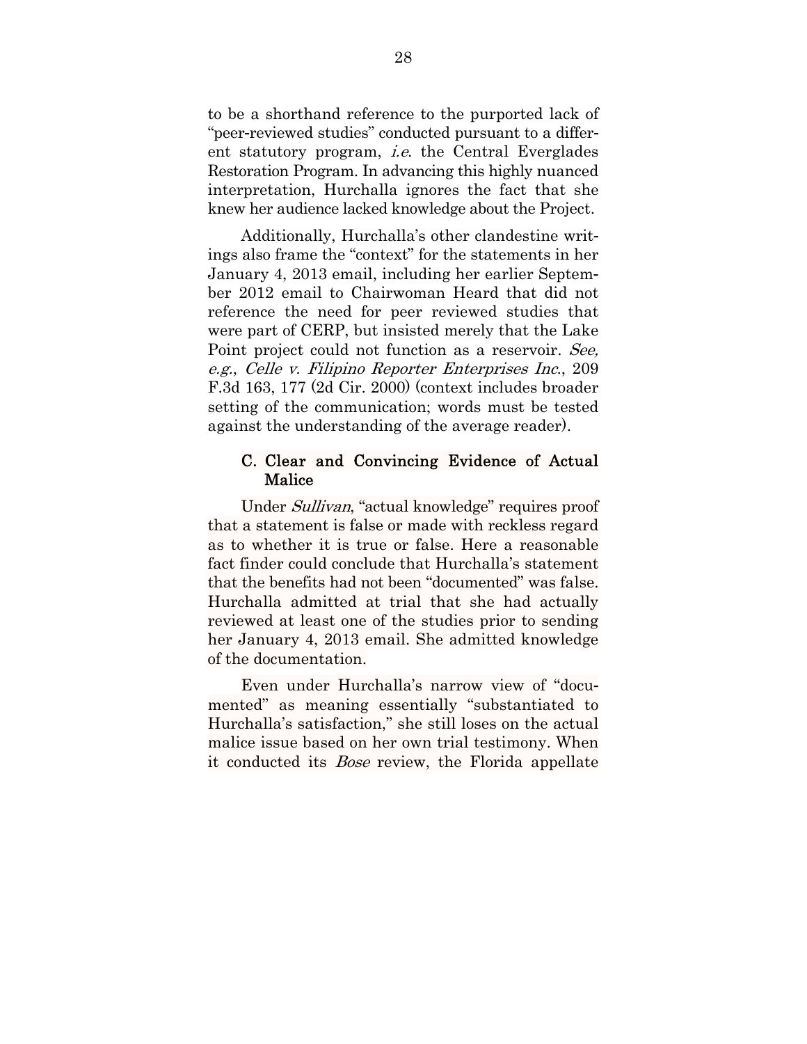to be a shorthand reference to the purported lack of "peer-reviewed studies" conducted pursuant to a different statutory program, *i.e.* the Central Everglades Restoration Program. In advancing this highly nuanced interpretation, Hurchalla ignores the fact that she knew her audience lacked knowledge about the Project.

Additionally, Hurchalla's other clandestine writings also frame the "context" for the statements in her January 4, 2013 email, including her earlier September 2012 email to Chairwoman Heard that did not reference the need for peer reviewed studies that were part of CERP, but insisted merely that the Lake Point project could not function as a reservoir. *See, e.g.*, *Celle v. Filipino Reporter Enterprises Inc.*, 209 F.3d 163, 177 (2d Cir. 2000) (context includes broader setting of the communication; words must be tested against the understanding of the average reader).

### C. Clear and Convincing Evidence of Actual Malice

Under *Sullivan*, "actual knowledge" requires proof that a statement is false or made with reckless regard as to whether it is true or false. Here a reasonable fact finder could conclude that Hurchalla's statement that the benefits had not been "documented" was false. Hurchalla admitted at trial that she had actually reviewed at least one of the studies prior to sending her January 4, 2013 email. She admitted knowledge of the documentation.

Even under Hurchalla's narrow view of "documented" as meaning essentially "substantiated to Hurchalla's satisfaction," she still loses on the actual malice issue based on her own trial testimony. When it conducted its *Bose* review, the Florida appellate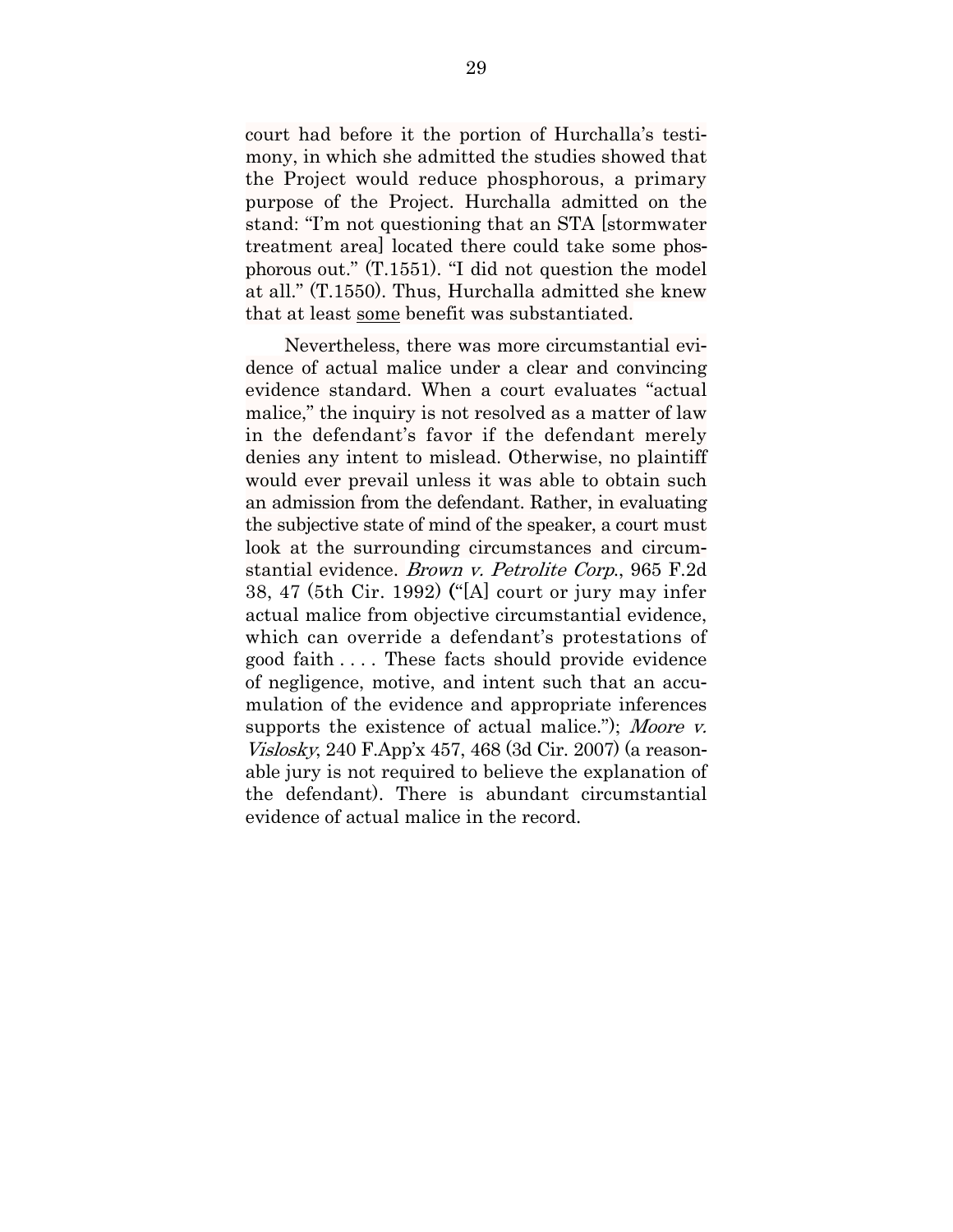court had before it the portion of Hurchalla's testimony, in which she admitted the studies showed that the Project would reduce phosphorous, a primary purpose of the Project. Hurchalla admitted on the stand: "I'm not questioning that an STA [stormwater treatment area] located there could take some phosphorous out." (T.1551). "I did not question the model at all." (T.1550). Thus, Hurchalla admitted she knew that at least <u>some</u> benefit was substantiated.

Nevertheless, there was more circumstantial evidence of actual malice under a clear and convincing evidence standard. When a court evaluates "actual malice," the inquiry is not resolved as a matter of law in the defendant's favor if the defendant merely denies any intent to mislead. Otherwise, no plaintiff would ever prevail unless it was able to obtain such an admission from the defendant. Rather, in evaluating the subjective state of mind of the speaker, a court must look at the surrounding circumstances and circumstantial evidence. *Brown v. Petrolite Corp.*, 965 F.2d 38, 47 (5th Cir. 1992) ("[A] court or jury may infer actual malice from objective circumstantial evidence, which can override a defendant's protestations of good faith . . . . These facts should provide evidence of negligence, motive, and intent such that an accumulation of the evidence and appropriate inferences supports the existence of actual malice."); *Moore v. Vislosky*, 240 F.App'x 457, 468 (3d Cir. 2007) (a reasonable jury is not required to believe the explanation of the defendant). There is abundant circumstantial evidence of actual malice in the record.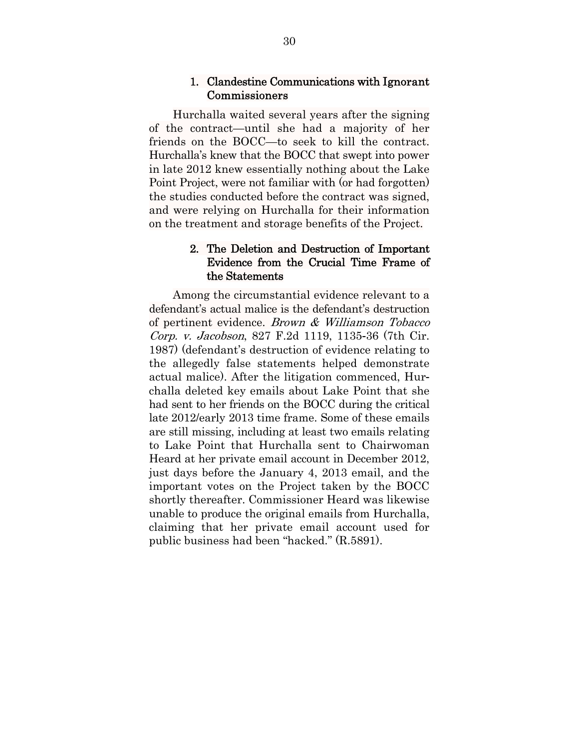### 1. Clandestine Communications with Ignorant Commissioners

Hurchalla waited several years after the signing of the contract—until she had a majority of her friends on the BOCC—to seek to kill the contract. Hurchalla's knew that the BOCC that swept into power in late 2012 knew essentially nothing about the Lake Point Project, were not familiar with (or had forgotten) the studies conducted before the contract was signed, and were relying on Hurchalla for their information on the treatment and storage benefits of the Project.

### 2. The Deletion and Destruction of Important Evidence from the Crucial Time Frame of the Statements

Among the circumstantial evidence relevant to a defendant's actual malice is the defendant's destruction of pertinent evidence. *Brown & Williamson Tobacco Corp. v. Jacobson*, 827 F.2d 1119, 1135-36 (7th Cir. 1987) (defendant's destruction of evidence relating to the allegedly false statements helped demonstrate actual malice). After the litigation commenced, Hurchalla deleted key emails about Lake Point that she had sent to her friends on the BOCC during the critical late 2012/early 2013 time frame. Some of these emails are still missing, including at least two emails relating to Lake Point that Hurchalla sent to Chairwoman Heard at her private email account in December 2012, just days before the January 4, 2013 email, and the important votes on the Project taken by the BOCC shortly thereafter. Commissioner Heard was likewise unable to produce the original emails from Hurchalla, claiming that her private email account used for public business had been "hacked." (R.5891).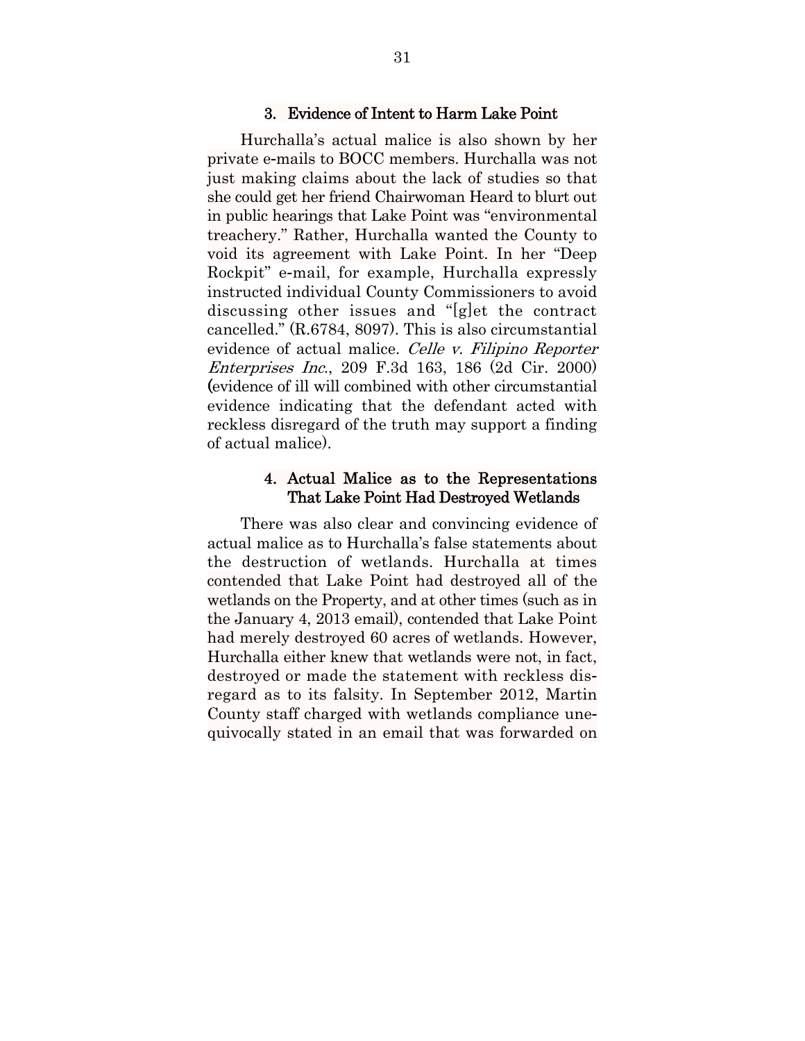### 3. Evidence of Intent to Harm Lake Point

Hurchalla's actual malice is also shown by her private e-mails to BOCC members. Hurchalla was not just making claims about the lack of studies so that she could get her friend Chairwoman Heard to blurt out in public hearings that Lake Point was "environmental treachery." Rather, Hurchalla wanted the County to void its agreement with Lake Point. In her "Deep Rockpit" e-mail, for example, Hurchalla expressly instructed individual County Commissioners to avoid discussing other issues and "[g]et the contract cancelled." (R.6784, 8097). This is also circumstantial evidence of actual malice. *Celle v. Filipino Reporter Enterprises Inc.*, 209 F.3d 163, 186 (2d Cir. 2000) (evidence of ill will combined with other circumstantial evidence indicating that the defendant acted with reckless disregard of the truth may support a finding of actual malice).

### 4. Actual Malice as to the Representations That Lake Point Had Destroyed Wetlands

There was also clear and convincing evidence of actual malice as to Hurchalla's false statements about the destruction of wetlands. Hurchalla at times contended that Lake Point had destroyed all of the wetlands on the Property, and at other times (such as in the January 4, 2013 email), contended that Lake Point had merely destroyed 60 acres of wetlands. However, Hurchalla either knew that wetlands were not, in fact, destroyed or made the statement with reckless disregard as to its falsity. In September 2012, Martin County staff charged with wetlands compliance unequivocally stated in an email that was forwarded on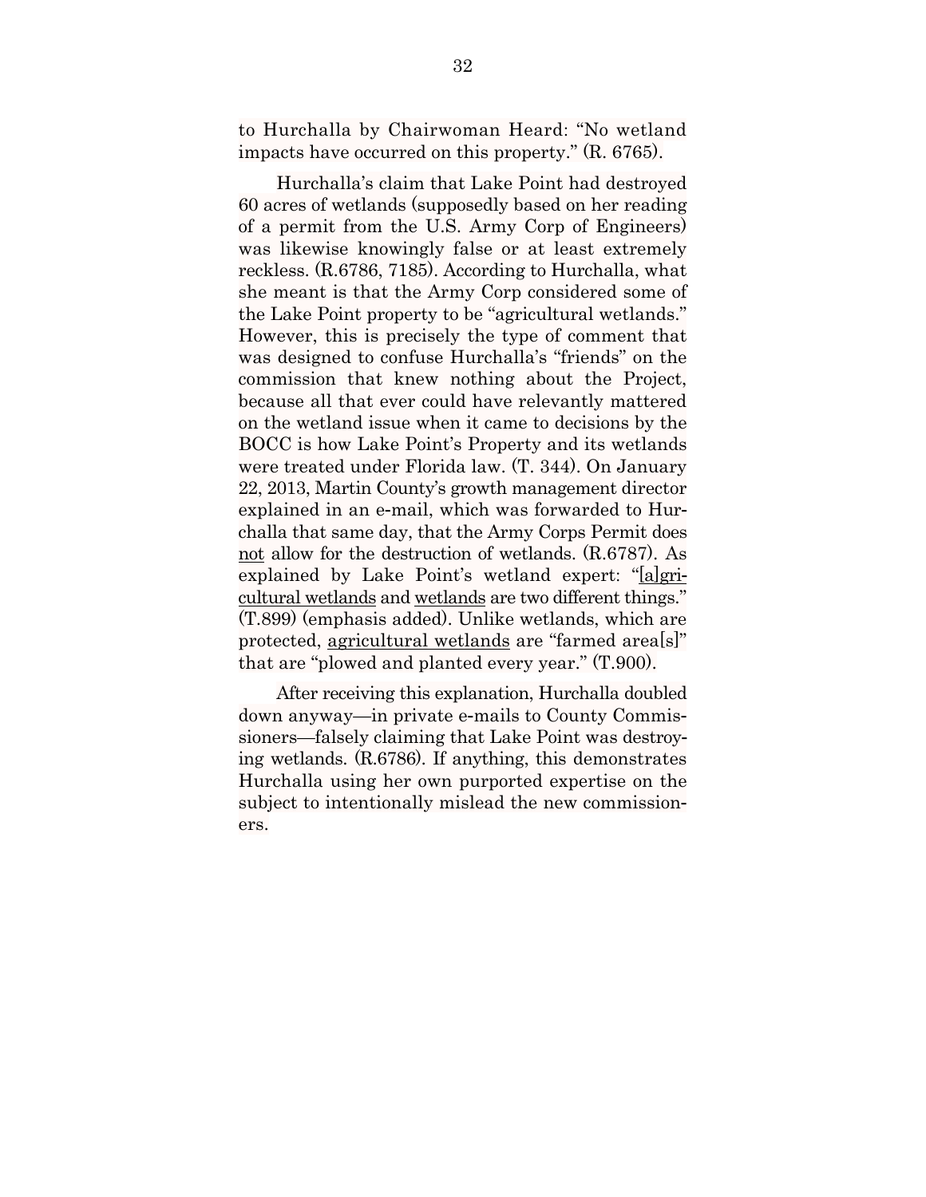to Hurchalla by Chairwoman Heard: "No wetland impacts have occurred on this property." (R. 6765).

Hurchalla's claim that Lake Point had destroyed 60 acres of wetlands (supposedly based on her reading of a permit from the U.S. Army Corp of Engineers) was likewise knowingly false or at least extremely reckless. (R.6786, 7185). According to Hurchalla, what she meant is that the Army Corp considered some of the Lake Point property to be "agricultural wetlands." However, this is precisely the type of comment that was designed to confuse Hurchalla's "friends" on the commission that knew nothing about the Project, because all that ever could have relevantly mattered on the wetland issue when it came to decisions by the BOCC is how Lake Point's Property and its wetlands were treated under Florida law. (T. 344). On January 22, 2013, Martin County's growth management director explained in an e-mail, which was forwarded to Hurchalla that same day, that the Army Corps Permit does <u>not</u> allow for the destruction of wetlands. (R.6787). As explained by Lake Point's wetland expert: "<u>[a]gricultural wetlands</u> and <u>wetlands</u> are two different things." (T.899) (emphasis added). Unlike wetlands, which are protected, <u>agricultural wetlands</u> are "farmed area[s]" that are "plowed and planted every year." (T.900).

After receiving this explanation, Hurchalla doubled down anyway—in private e-mails to County Commissioners—falsely claiming that Lake Point was destroying wetlands. (R.6786). If anything, this demonstrates Hurchalla using her own purported expertise on the subject to intentionally mislead the new commissioners.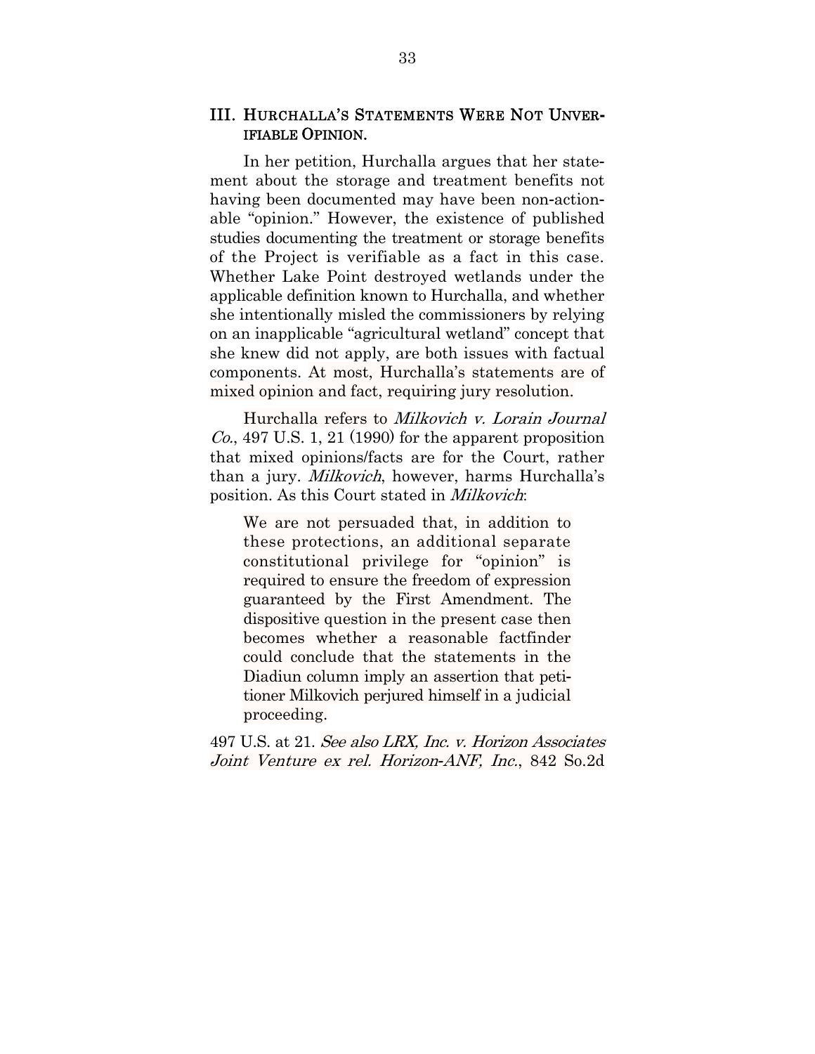## III. HURCHALLA'S STATEMENTS WERE NOT UNVERIFIABLE OPINION.

In her petition, Hurchalla argues that her statement about the storage and treatment benefits not having been documented may have been non-actionable "opinion." However, the existence of published studies documenting the treatment or storage benefits of the Project is verifiable as a fact in this case. Whether Lake Point destroyed wetlands under the applicable definition known to Hurchalla, and whether she intentionally misled the commissioners by relying on an inapplicable "agricultural wetland" concept that she knew did not apply, are both issues with factual components. At most, Hurchalla's statements are of mixed opinion and fact, requiring jury resolution.

Hurchalla refers to *Milkovich v. Lorain Journal Co.*, 497 U.S. 1, 21 (1990) for the apparent proposition that mixed opinions/facts are for the Court, rather than a jury. *Milkovich*, however, harms Hurchalla's position. As this Court stated in *Milkovich*:

> We are not persuaded that, in addition to these protections, an additional separate constitutional privilege for "opinion" is required to ensure the freedom of expression guaranteed by the First Amendment. The dispositive question in the present case then becomes whether a reasonable factfinder could conclude that the statements in the Diadiun column imply an assertion that petitioner Milkovich perjured himself in a judicial proceeding.

497 U.S. at 21. *See also LRX, Inc. v. Horizon Associates Joint Venture ex rel. Horizon-ANF, Inc.*, 842 So.2d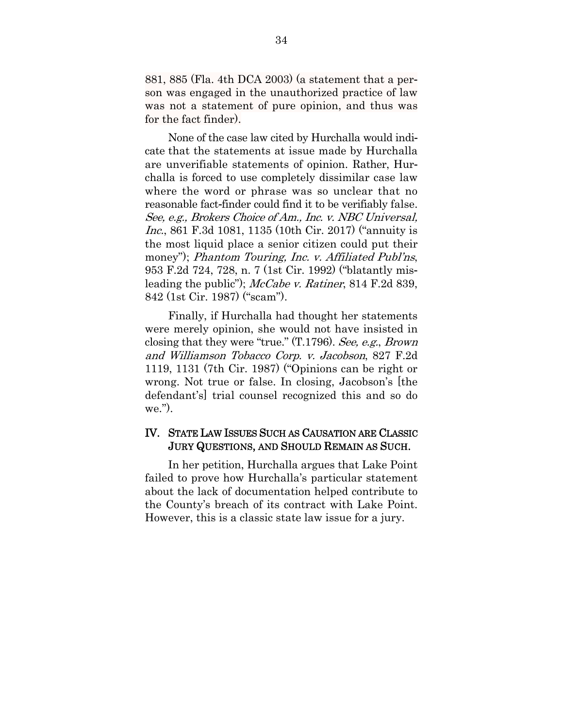881, 885 (Fla. 4th DCA 2003) (a statement that a person was engaged in the unauthorized practice of law was not a statement of pure opinion, and thus was for the fact finder).

None of the case law cited by Hurchalla would indicate that the statements at issue made by Hurchalla are unverifiable statements of opinion. Rather, Hurchalla is forced to use completely dissimilar case law where the word or phrase was so unclear that no reasonable fact-finder could find it to be verifiably false. *See, e.g., Brokers Choice of Am., Inc. v. NBC Universal, Inc.*, 861 F.3d 1081, 1135 (10th Cir. 2017) ("annuity is the most liquid place a senior citizen could put their money"); *Phantom Touring, Inc. v. Affiliated Publ'ns*, 953 F.2d 724, 728, n. 7 (1st Cir. 1992) ("blatantly misleading the public"); *McCabe v. Ratiner*, 814 F.2d 839, 842 (1st Cir. 1987) ("scam").

Finally, if Hurchalla had thought her statements were merely opinion, she would not have insisted in closing that they were "true." (T.1796). *See, e.g.*, *Brown and Williamson Tobacco Corp. v. Jacobson*, 827 F.2d 1119, 1131 (7th Cir. 1987) ("Opinions can be right or wrong. Not true or false. In closing, Jacobson's [the defendant's] trial counsel recognized this and so do we.").

## IV. State Law Issues Such as Causation are Classic Jury Questions, and Should Remain as Such.

In her petition, Hurchalla argues that Lake Point failed to prove how Hurchalla's particular statement about the lack of documentation helped contribute to the County's breach of its contract with Lake Point. However, this is a classic state law issue for a jury.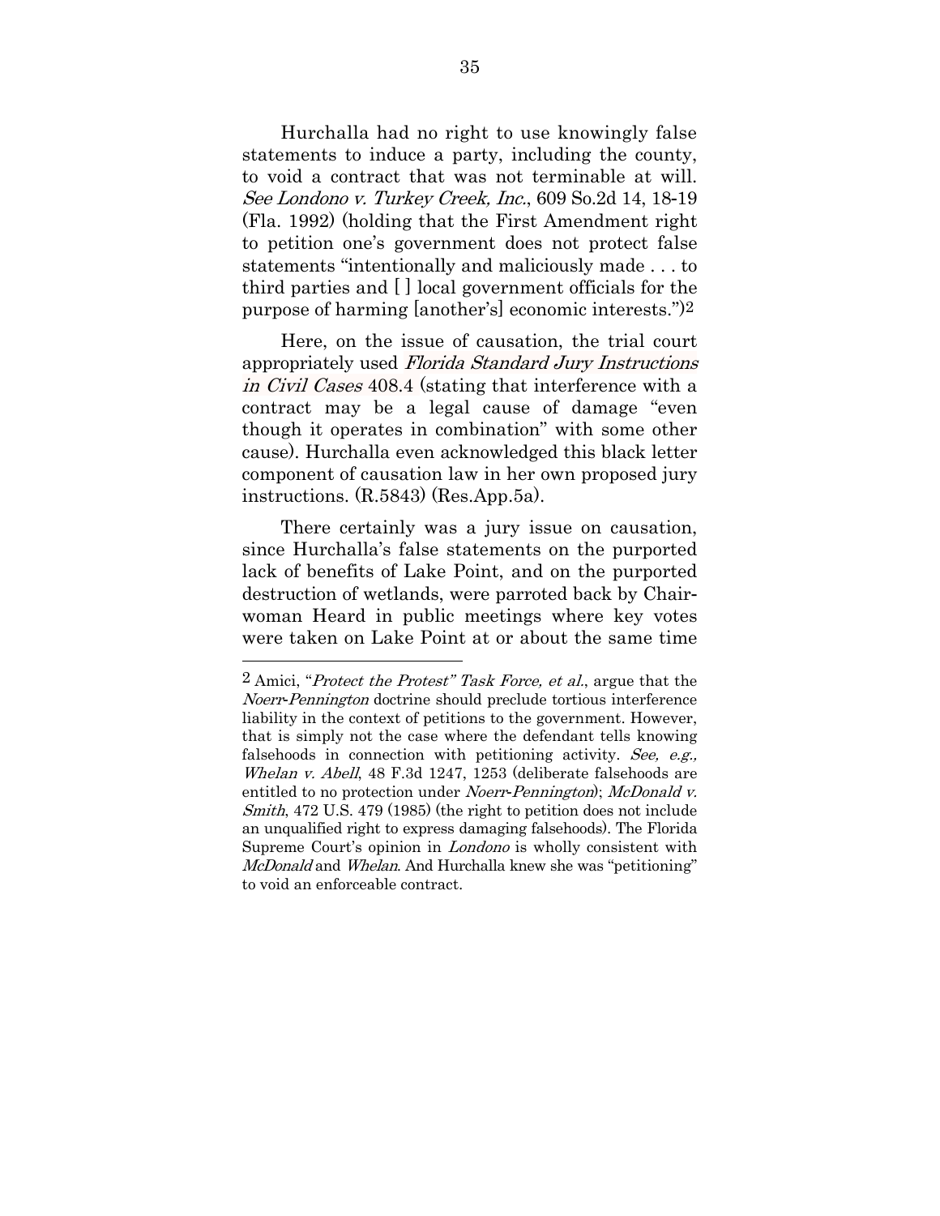Hurchalla had no right to use knowingly false statements to induce a party, including the county, to void a contract that was not terminable at will. *See Londono v. Turkey Creek, Inc.*, 609 So.2d 14, 18-19 (Fla. 1992) (holding that the First Amendment right to petition one's government does not protect false statements "intentionally and maliciously made . . . to third parties and [ ] local government officials for the purpose of harming [another's] economic interests.")[2]

Here, on the issue of causation, the trial court appropriately used *Florida Standard Jury Instructions in Civil Cases* 408.4 (stating that interference with a contract may be a legal cause of damage "even though it operates in combination" with some other cause). Hurchalla even acknowledged this black letter component of causation law in her own proposed jury instructions. (R.5843) (Res.App.5a).

There certainly was a jury issue on causation, since Hurchalla's false statements on the purported lack of benefits of Lake Point, and on the purported destruction of wetlands, were parroted back by Chairwoman Heard in public meetings where key votes were taken on Lake Point at or about the same time

---

[2] Amici, "*Protect the Protest" Task Force, et al.*, argue that the *Noerr-Pennington* doctrine should preclude tortious interference liability in the context of petitions to the government. However, that is simply not the case where the defendant tells knowing falsehoods in connection with petitioning activity. *See, e.g., Whelan v. Abell*, 48 F.3d 1247, 1253 (deliberate falsehoods are entitled to no protection under *Noerr-Pennington*); *McDonald v. Smith*, 472 U.S. 479 (1985) (the right to petition does not include an unqualified right to express damaging falsehoods). The Florida Supreme Court's opinion in *Londono* is wholly consistent with *McDonald* and *Whelan*. And Hurchalla knew she was "petitioning" to void an enforceable contract.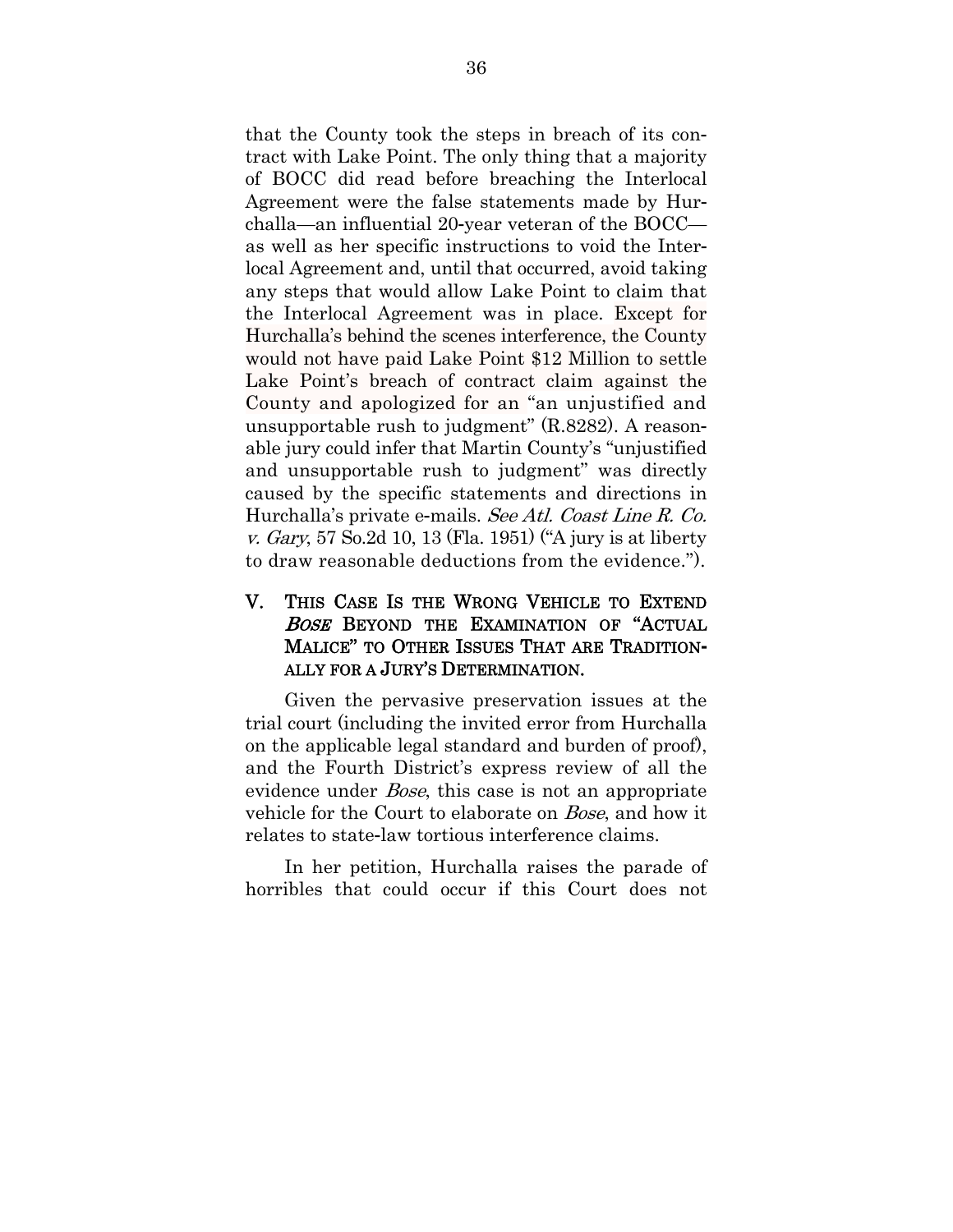that the County took the steps in breach of its contract with Lake Point. The only thing that a majority of BOCC did read before breaching the Interlocal Agreement were the false statements made by Hurchalla—an influential 20-year veteran of the BOCC—as well as her specific instructions to void the Interlocal Agreement and, until that occurred, avoid taking any steps that would allow Lake Point to claim that the Interlocal Agreement was in place. Except for Hurchalla's behind the scenes interference, the County would not have paid Lake Point $12 Million to settle Lake Point's breach of contract claim against the County and apologized for an "an unjustified and unsupportable rush to judgment" (R.8282). A reasonable jury could infer that Martin County's "unjustified and unsupportable rush to judgment" was directly caused by the specific statements and directions in Hurchalla's private e-mails. *See Atl. Coast Line R. Co. v. Gary*, 57 So.2d 10, 13 (Fla. 1951) ("A jury is at liberty to draw reasonable deductions from the evidence.").

## V. THIS CASE IS THE WRONG VEHICLE TO EXTEND *BOSE* BEYOND THE EXAMINATION OF "ACTUAL MALICE" TO OTHER ISSUES THAT ARE TRADITIONALLY FOR A JURY'S DETERMINATION.

Given the pervasive preservation issues at the trial court (including the invited error from Hurchalla on the applicable legal standard and burden of proof), and the Fourth District's express review of all the evidence under *Bose*, this case is not an appropriate vehicle for the Court to elaborate on *Bose*, and how it relates to state-law tortious interference claims.

In her petition, Hurchalla raises the parade of horribles that could occur if this Court does not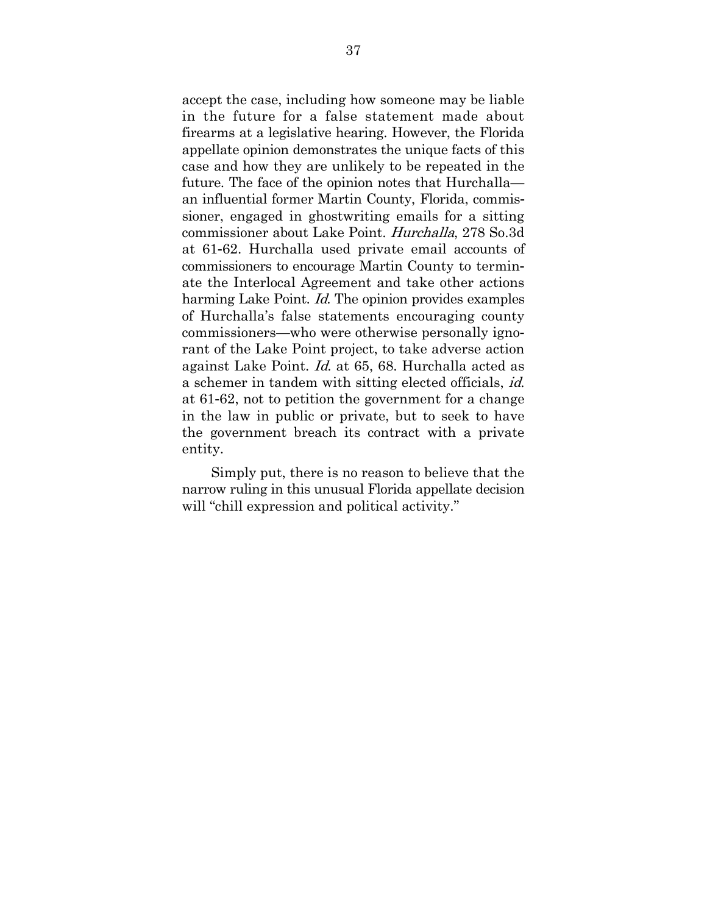accept the case, including how someone may be liable in the future for a false statement made about firearms at a legislative hearing. However, the Florida appellate opinion demonstrates the unique facts of this case and how they are unlikely to be repeated in the future. The face of the opinion notes that Hurchalla—an influential former Martin County, Florida, commissioner, engaged in ghostwriting emails for a sitting commissioner about Lake Point. *Hurchalla*, 278 So.3d at 61-62. Hurchalla used private email accounts of commissioners to encourage Martin County to terminate the Interlocal Agreement and take other actions harming Lake Point. *Id.* The opinion provides examples of Hurchalla's false statements encouraging county commissioners—who were otherwise personally ignorant of the Lake Point project, to take adverse action against Lake Point. *Id.* at 65, 68. Hurchalla acted as a schemer in tandem with sitting elected officials, *id.* at 61-62, not to petition the government for a change in the law in public or private, but to seek to have the government breach its contract with a private entity.

Simply put, there is no reason to believe that the narrow ruling in this unusual Florida appellate decision will "chill expression and political activity."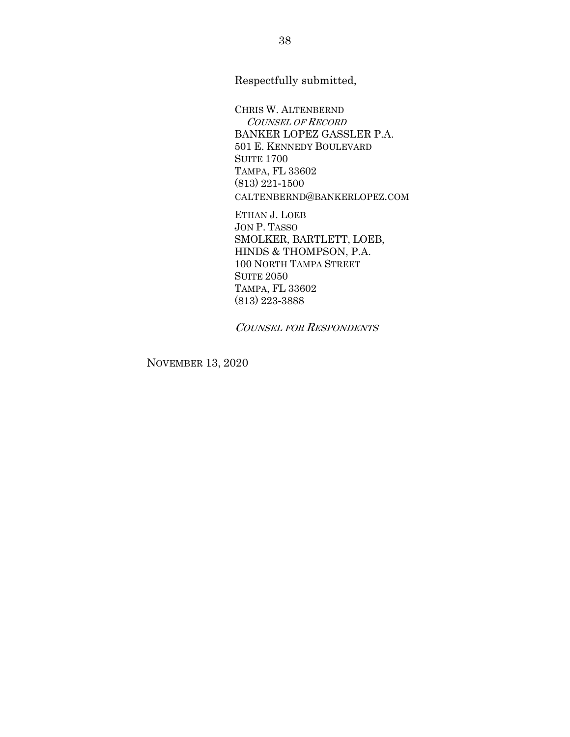Respectfully submitted,

CHRIS W. ALTENBERND
*COUNSEL OF RECORD*
BANKER LOPEZ GASSLER P.A.
501 E. KENNEDY BOULEVARD
SUITE 1700
TAMPA, FL 33602
(813) 221-1500
CALTENBERND@BANKERLOPEZ.COM

ETHAN J. LOEB
JON P. TASSO
SMOLKER, BARTLETT, LOEB,
HINDS & THOMPSON, P.A.
100 NORTH TAMPA STREET
SUITE 2050
TAMPA, FL 33602
(813) 223-3888

*COUNSEL FOR RESPONDENTS*

NOVEMBER 13, 2020